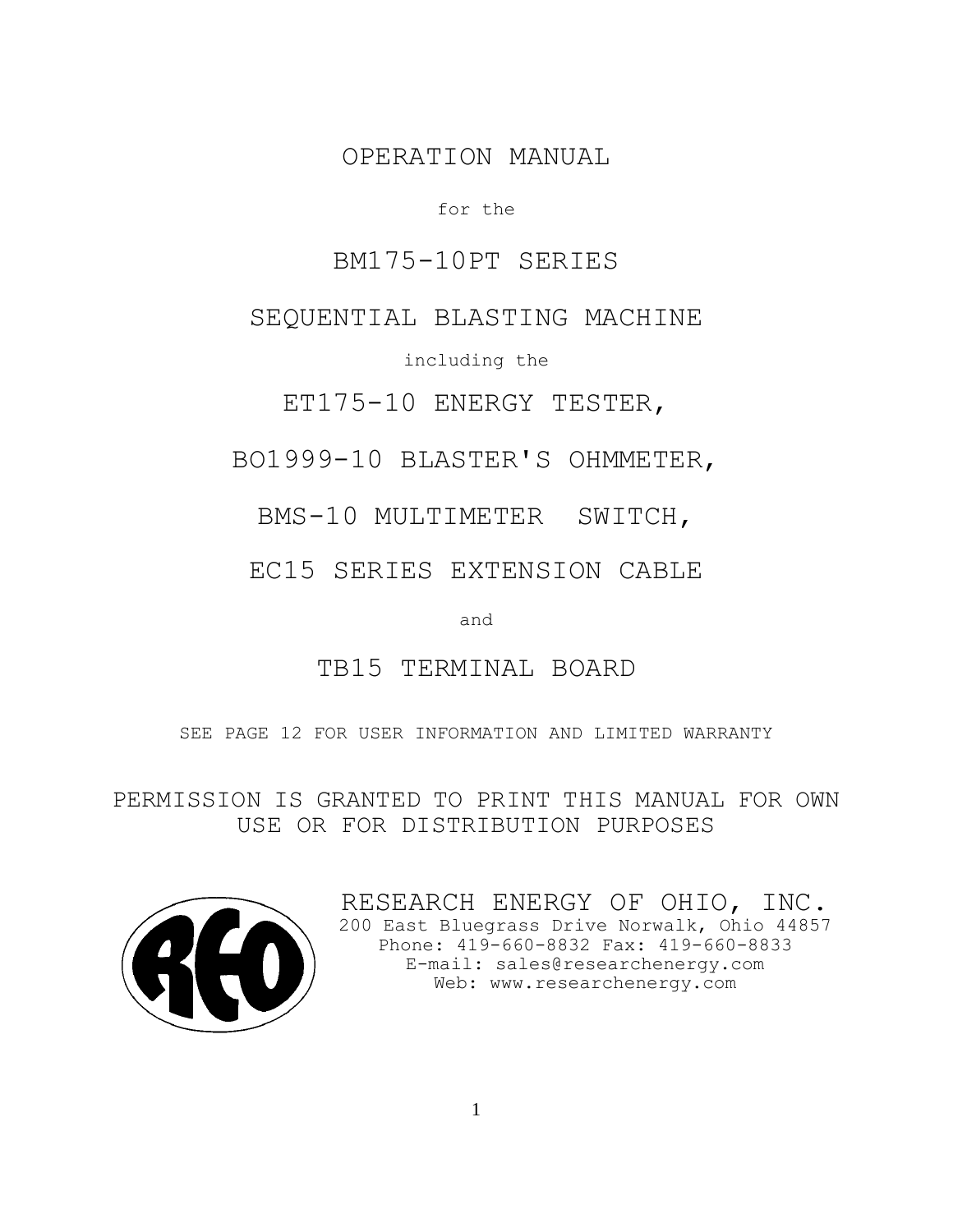# OPERATION MANUAL

for the

# BM175-10PT SERIES

# SEQUENTIAL BLASTING MACHINE

including the

## ET175-10 ENERGY TESTER,

## BO1999-10 BLASTER'S OHMMETER,

## BMS-10 MULTIMETER SWITCH,

## EC15 SERIES EXTENSION CABLE

and

## TB15 TERMINAL BOARD

SEE PAGE 12 FOR USER INFORMATION AND LIMITED WARRANTY

PERMISSION IS GRANTED TO PRINT THIS MANUAL FOR OWN USE OR FOR DISTRIBUTION PURPOSES

REO

RESEARCH ENERGY OF OHIO, INC.
200 East Bluegrass Drive Norwalk, Ohio 44857
Phone: 419-660-8832 Fax: 419-660-8833
E-mail: sales@researchenergy.com
Web: www.researchenergy.com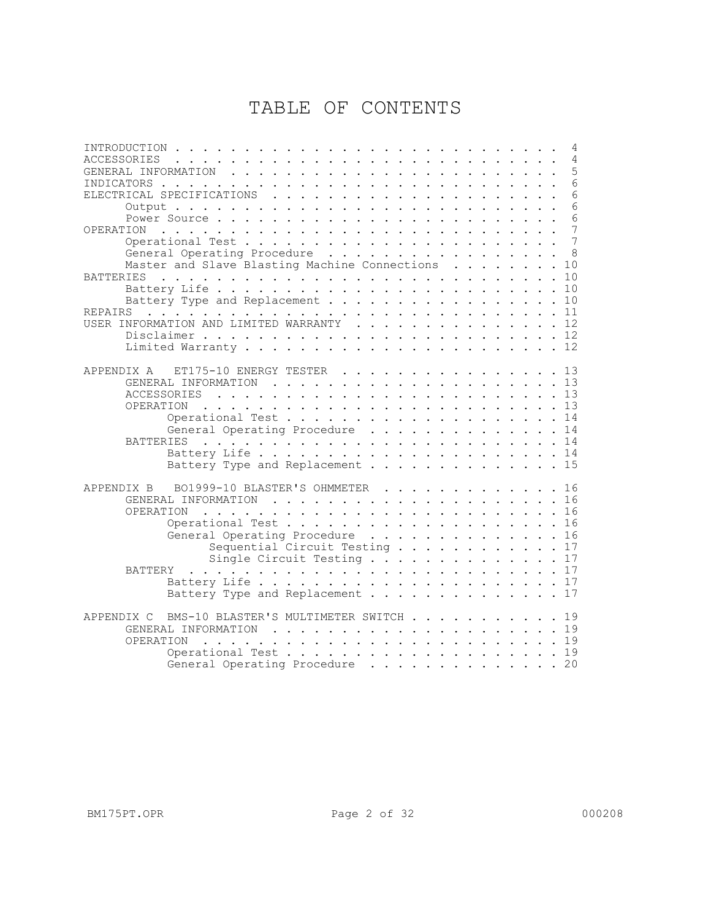# TABLE OF CONTENTS

| | |
|---|---|
| INTRODUCTION | 4 |
| ACCESSORIES | 4 |
| GENERAL INFORMATION | 5 |
| INDICATORS | 6 |
| ELECTRICAL SPECIFICATIONS | 6 |
| &nbsp;&nbsp;&nbsp;&nbsp;Output | 6 |
| &nbsp;&nbsp;&nbsp;&nbsp;Power Source | 6 |
| OPERATION | 7 |
| &nbsp;&nbsp;&nbsp;&nbsp;Operational Test | 7 |
| &nbsp;&nbsp;&nbsp;&nbsp;General Operating Procedure | 8 |
| &nbsp;&nbsp;&nbsp;&nbsp;Master and Slave Blasting Machine Connections | 10 |
| BATTERIES | 10 |
| &nbsp;&nbsp;&nbsp;&nbsp;Battery Life | 10 |
| &nbsp;&nbsp;&nbsp;&nbsp;Battery Type and Replacement | 10 |
| REPAIRS | 11 |
| USER INFORMATION AND LIMITED WARRANTY | 12 |
| &nbsp;&nbsp;&nbsp;&nbsp;Disclaimer | 12 |
| &nbsp;&nbsp;&nbsp;&nbsp;Limited Warranty | 12 |
| APPENDIX A ET175-10 ENERGY TESTER | 13 |
| &nbsp;&nbsp;&nbsp;&nbsp;GENERAL INFORMATION | 13 |
| &nbsp;&nbsp;&nbsp;&nbsp;ACCESSORIES | 13 |
| &nbsp;&nbsp;&nbsp;&nbsp;OPERATION | 13 |
| &nbsp;&nbsp;&nbsp;&nbsp;&nbsp;&nbsp;&nbsp;&nbsp;Operational Test | 14 |
| &nbsp;&nbsp;&nbsp;&nbsp;&nbsp;&nbsp;&nbsp;&nbsp;General Operating Procedure | 14 |
| &nbsp;&nbsp;&nbsp;&nbsp;BATTERIES | 14 |
| &nbsp;&nbsp;&nbsp;&nbsp;&nbsp;&nbsp;&nbsp;&nbsp;Battery Life | 14 |
| &nbsp;&nbsp;&nbsp;&nbsp;&nbsp;&nbsp;&nbsp;&nbsp;Battery Type and Replacement | 15 |
| APPENDIX B BO1999-10 BLASTER'S OHMMETER | 16 |
| &nbsp;&nbsp;&nbsp;&nbsp;GENERAL INFORMATION | 16 |
| &nbsp;&nbsp;&nbsp;&nbsp;OPERATION | 16 |
| &nbsp;&nbsp;&nbsp;&nbsp;&nbsp;&nbsp;&nbsp;&nbsp;Operational Test | 16 |
| &nbsp;&nbsp;&nbsp;&nbsp;&nbsp;&nbsp;&nbsp;&nbsp;General Operating Procedure | 16 |
| &nbsp;&nbsp;&nbsp;&nbsp;&nbsp;&nbsp;&nbsp;&nbsp;&nbsp;&nbsp;&nbsp;&nbsp;Sequential Circuit Testing | 17 |
| &nbsp;&nbsp;&nbsp;&nbsp;&nbsp;&nbsp;&nbsp;&nbsp;&nbsp;&nbsp;&nbsp;&nbsp;Single Circuit Testing | 17 |
| &nbsp;&nbsp;&nbsp;&nbsp;BATTERY | 17 |
| &nbsp;&nbsp;&nbsp;&nbsp;&nbsp;&nbsp;&nbsp;&nbsp;Battery Life | 17 |
| &nbsp;&nbsp;&nbsp;&nbsp;&nbsp;&nbsp;&nbsp;&nbsp;Battery Type and Replacement | 17 |
| APPENDIX C BMS-10 BLASTER'S MULTIMETER SWITCH | 19 |
| &nbsp;&nbsp;&nbsp;&nbsp;GENERAL INFORMATION | 19 |
| &nbsp;&nbsp;&nbsp;&nbsp;OPERATION | 19 |
| &nbsp;&nbsp;&nbsp;&nbsp;&nbsp;&nbsp;&nbsp;&nbsp;Operational Test | 19 |
| &nbsp;&nbsp;&nbsp;&nbsp;&nbsp;&nbsp;&nbsp;&nbsp;General Operating Procedure | 20 |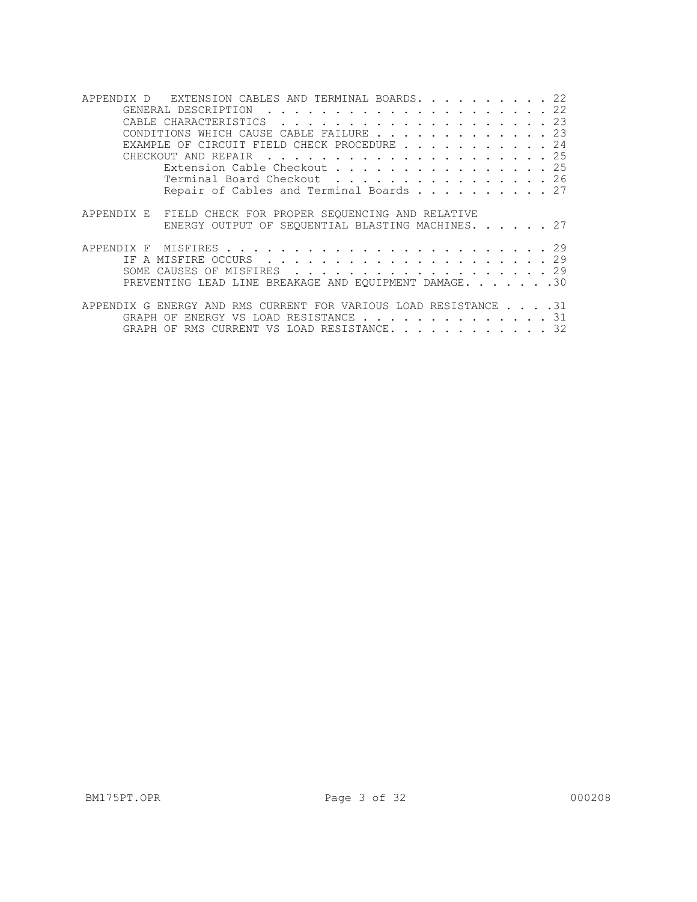APPENDIX D EXTENSION CABLES AND TERMINAL BOARDS. . . . . . . . . . 22
- GENERAL DESCRIPTION . . . . . . . . . . . . . . . . . . . . . . 22
- CABLE CHARACTERISTICS . . . . . . . . . . . . . . . . . . . . . 23
- CONDITIONS WHICH CAUSE CABLE FAILURE . . . . . . . . . . . . . . 23
- EXAMPLE OF CIRCUIT FIELD CHECK PROCEDURE . . . . . . . . . . . 24
- CHECKOUT AND REPAIR . . . . . . . . . . . . . . . . . . . . . . 25
  - Extension Cable Checkout . . . . . . . . . . . . . . . . 25
  - Terminal Board Checkout . . . . . . . . . . . . . . . . . 26
  - Repair of Cables and Terminal Boards . . . . . . . . . . 27

APPENDIX E FIELD CHECK FOR PROPER SEQUENCING AND RELATIVE ENERGY OUTPUT OF SEQUENTIAL BLASTING MACHINES. . . . . . 27

APPENDIX F MISFIRES . . . . . . . . . . . . . . . . . . . . . . . . 29
- IF A MISFIRE OCCURS . . . . . . . . . . . . . . . . . . . . . . 29
- SOME CAUSES OF MISFIRES . . . . . . . . . . . . . . . . . . . . 29
- PREVENTING LEAD LINE BREAKAGE AND EQUIPMENT DAMAGE. . . . . . . .30

APPENDIX G ENERGY AND RMS CURRENT FOR VARIOUS LOAD RESISTANCE . . . .31
- GRAPH OF ENERGY VS LOAD RESISTANCE . . . . . . . . . . . . . . . 31
- GRAPH OF RMS CURRENT VS LOAD RESISTANCE. . . . . . . . . . . . . 32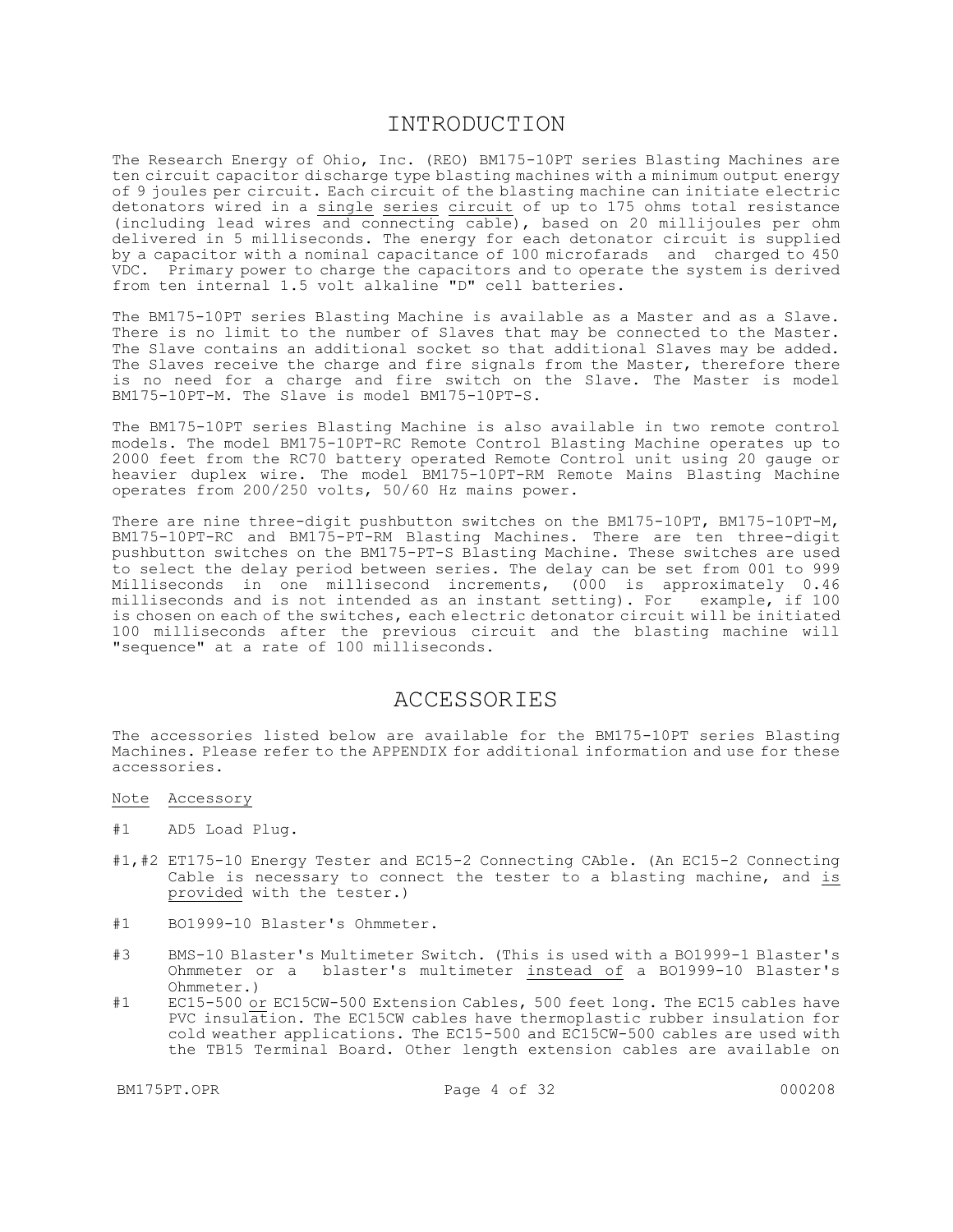# INTRODUCTION

The Research Energy of Ohio, Inc. (REO) BM175-10PT series Blasting Machines are ten circuit capacitor discharge type blasting machines with a minimum output energy of 9 joules per circuit. Each circuit of the blasting machine can initiate electric detonators wired in a <u>single</u> <u>series</u> <u>circuit</u> of up to 175 ohms total resistance (including lead wires and connecting cable), based on 20 millijoules per ohm delivered in 5 milliseconds. The energy for each detonator circuit is supplied by a capacitor with a nominal capacitance of 100 microfarads and charged to 450 VDC. Primary power to charge the capacitors and to operate the system is derived from ten internal 1.5 volt alkaline "D" cell batteries.

The BM175-10PT series Blasting Machine is available as a Master and as a Slave. There is no limit to the number of Slaves that may be connected to the Master. The Slave contains an additional socket so that additional Slaves may be added. The Slaves receive the charge and fire signals from the Master, therefore there is no need for a charge and fire switch on the Slave. The Master is model BM175-10PT-M. The Slave is model BM175-10PT-S.

The BM175-10PT series Blasting Machine is also available in two remote control models. The model BM175-10PT-RC Remote Control Blasting Machine operates up to 2000 feet from the RC70 battery operated Remote Control unit using 20 gauge or heavier duplex wire. The model BM175-10PT-RM Remote Mains Blasting Machine operates from 200/250 volts, 50/60 Hz mains power.

There are nine three-digit pushbutton switches on the BM175-10PT, BM175-10PT-M, BM175-10PT-RC and BM175-PT-RM Blasting Machines. There are ten three-digit pushbutton switches on the BM175-PT-S Blasting Machine. These switches are used to select the delay period between series. The delay can be set from 001 to 999 Milliseconds in one millisecond increments, (000 is approximately 0.46 milliseconds and is not intended as an instant setting). For example, if 100 is chosen on each of the switches, each electric detonator circuit will be initiated 100 milliseconds after the previous circuit and the blasting machine will "sequence" at a rate of 100 milliseconds.

# ACCESSORIES

The accessories listed below are available for the BM175-10PT series Blasting Machines. Please refer to the APPENDIX for additional information and use for these accessories.

<u>Note</u> <u>Accessory</u>

#1 AD5 Load Plug.

#1,#2 ET175-10 Energy Tester and EC15-2 Connecting CAble. (An EC15-2 Connecting Cable is necessary to connect the tester to a blasting machine, and <u>is provided</u> with the tester.)

#1 BO1999-10 Blaster's Ohmmeter.

#3 BMS-10 Blaster's Multimeter Switch. (This is used with a BO1999-1 Blaster's Ohmmeter or a blaster's multimeter <u>instead of</u> a BO1999-10 Blaster's Ohmmeter.)

#1 EC15-500 <u>or</u> EC15CW-500 Extension Cables, 500 feet long. The EC15 cables have PVC insulation. The EC15CW cables have thermoplastic rubber insulation for cold weather applications. The EC15-500 and EC15CW-500 cables are used with the TB15 Terminal Board. Other length extension cables are available on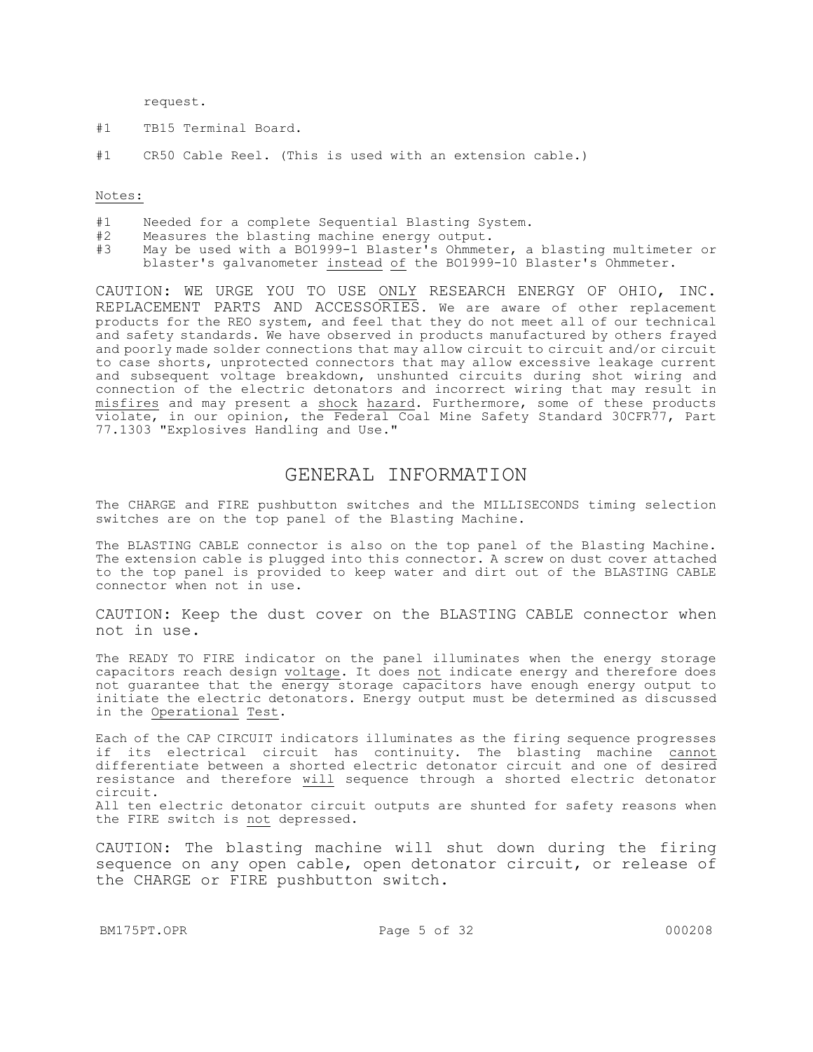request.

#1 TB15 Terminal Board.

#1 CR50 Cable Reel. (This is used with an extension cable.)

Notes:

#1 Needed for a complete Sequential Blasting System.
#2 Measures the blasting machine energy output.
#3 May be used with a BO1999-1 Blaster's Ohmmeter, a blasting multimeter or blaster's galvanometer instead of the BO1999-10 Blaster's Ohmmeter.

CAUTION: WE URGE YOU TO USE ONLY RESEARCH ENERGY OF OHIO, INC. REPLACEMENT PARTS AND ACCESSORIES. We are aware of other replacement products for the REO system, and feel that they do not meet all of our technical and safety standards. We have observed in products manufactured by others frayed and poorly made solder connections that may allow circuit to circuit and/or circuit to case shorts, unprotected connectors that may allow excessive leakage current and subsequent voltage breakdown, unshunted circuits during shot wiring and connection of the electric detonators and incorrect wiring that may result in misfires and may present a shock hazard. Furthermore, some of these products violate, in our opinion, the Federal Coal Mine Safety Standard 30CFR77, Part 77.1303 "Explosives Handling and Use."

# GENERAL INFORMATION

The CHARGE and FIRE pushbutton switches and the MILLISECONDS timing selection switches are on the top panel of the Blasting Machine.

The BLASTING CABLE connector is also on the top panel of the Blasting Machine. The extension cable is plugged into this connector. A screw on dust cover attached to the top panel is provided to keep water and dirt out of the BLASTING CABLE connector when not in use.

CAUTION: Keep the dust cover on the BLASTING CABLE connector when not in use.

The READY TO FIRE indicator on the panel illuminates when the energy storage capacitors reach design voltage. It does not indicate energy and therefore does not guarantee that the energy storage capacitors have enough energy output to initiate the electric detonators. Energy output must be determined as discussed in the Operational Test.

Each of the CAP CIRCUIT indicators illuminates as the firing sequence progresses if its electrical circuit has continuity. The blasting machine cannot differentiate between a shorted electric detonator circuit and one of desired resistance and therefore will sequence through a shorted electric detonator circuit.
All ten electric detonator circuit outputs are shunted for safety reasons when the FIRE switch is not depressed.

CAUTION: The blasting machine will shut down during the firing sequence on any open cable, open detonator circuit, or release of the CHARGE or FIRE pushbutton switch.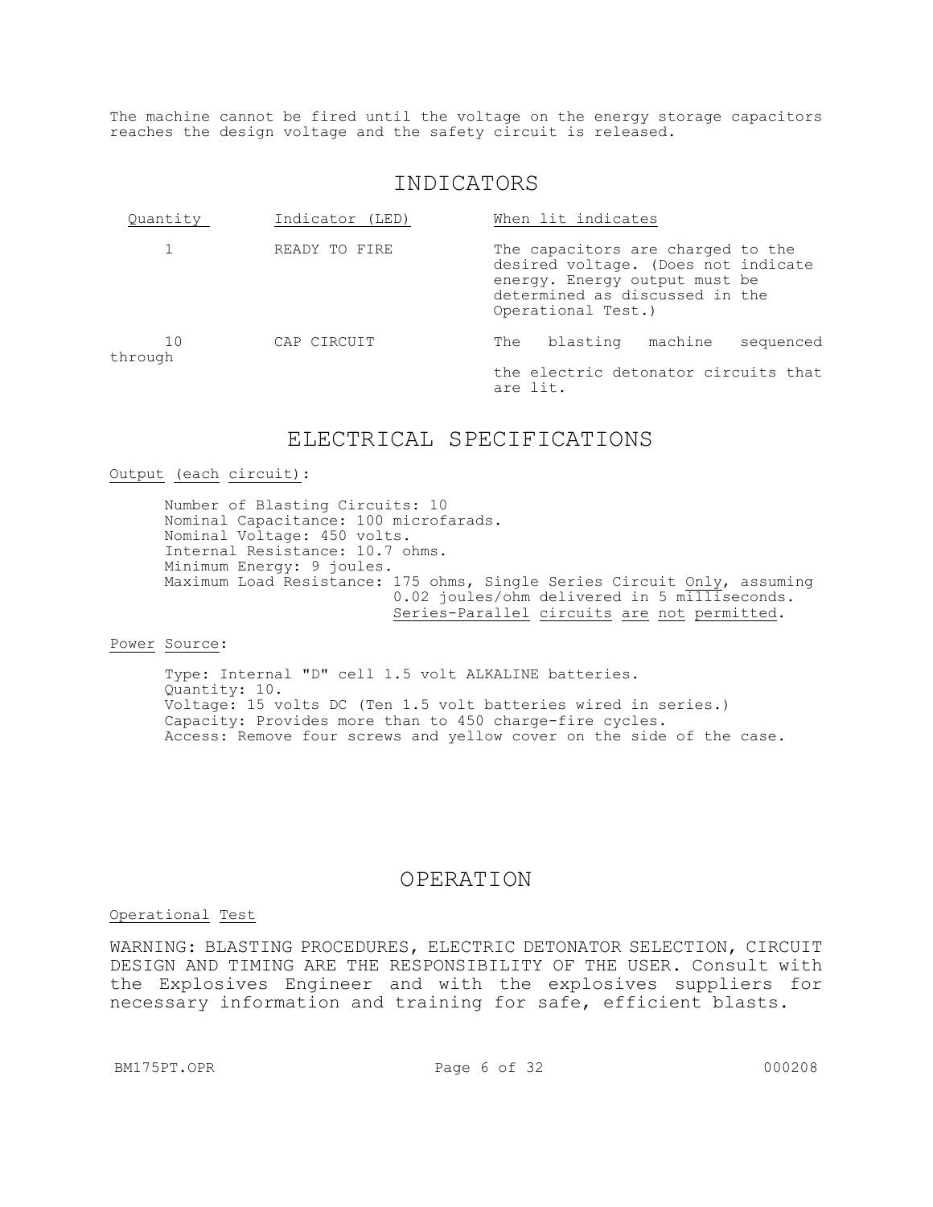The machine cannot be fired until the voltage on the energy storage capacitors reaches the design voltage and the safety circuit is released.

## INDICATORS

| Quantity | Indicator (LED) | When lit indicates |
|---|---|---|
| 1 | READY TO FIRE | The capacitors are charged to the desired voltage. (Does not indicate energy. Energy output must be determined as discussed in the Operational Test.) |
| 10 through | CAP CIRCUIT | The blasting machine sequenced the electric detonator circuits that are lit. |

## ELECTRICAL SPECIFICATIONS

Output (each circuit):

Number of Blasting Circuits: 10
Nominal Capacitance: 100 microfarads.
Nominal Voltage: 450 volts.
Internal Resistance: 10.7 ohms.
Minimum Energy: 9 joules.
Maximum Load Resistance: 175 ohms, Single Series Circuit Only, assuming 0.02 joules/ohm delivered in 5 milliseconds. Series-Parallel circuits are not permitted.

Power Source:

Type: Internal "D" cell 1.5 volt ALKALINE batteries.
Quantity: 10.
Voltage: 15 volts DC (Ten 1.5 volt batteries wired in series.)
Capacity: Provides more than to 450 charge-fire cycles.
Access: Remove four screws and yellow cover on the side of the case.

## OPERATION

Operational Test

WARNING: BLASTING PROCEDURES, ELECTRIC DETONATOR SELECTION, CIRCUIT DESIGN AND TIMING ARE THE RESPONSIBILITY OF THE USER. Consult with the Explosives Engineer and with the explosives suppliers for necessary information and training for safe, efficient blasts.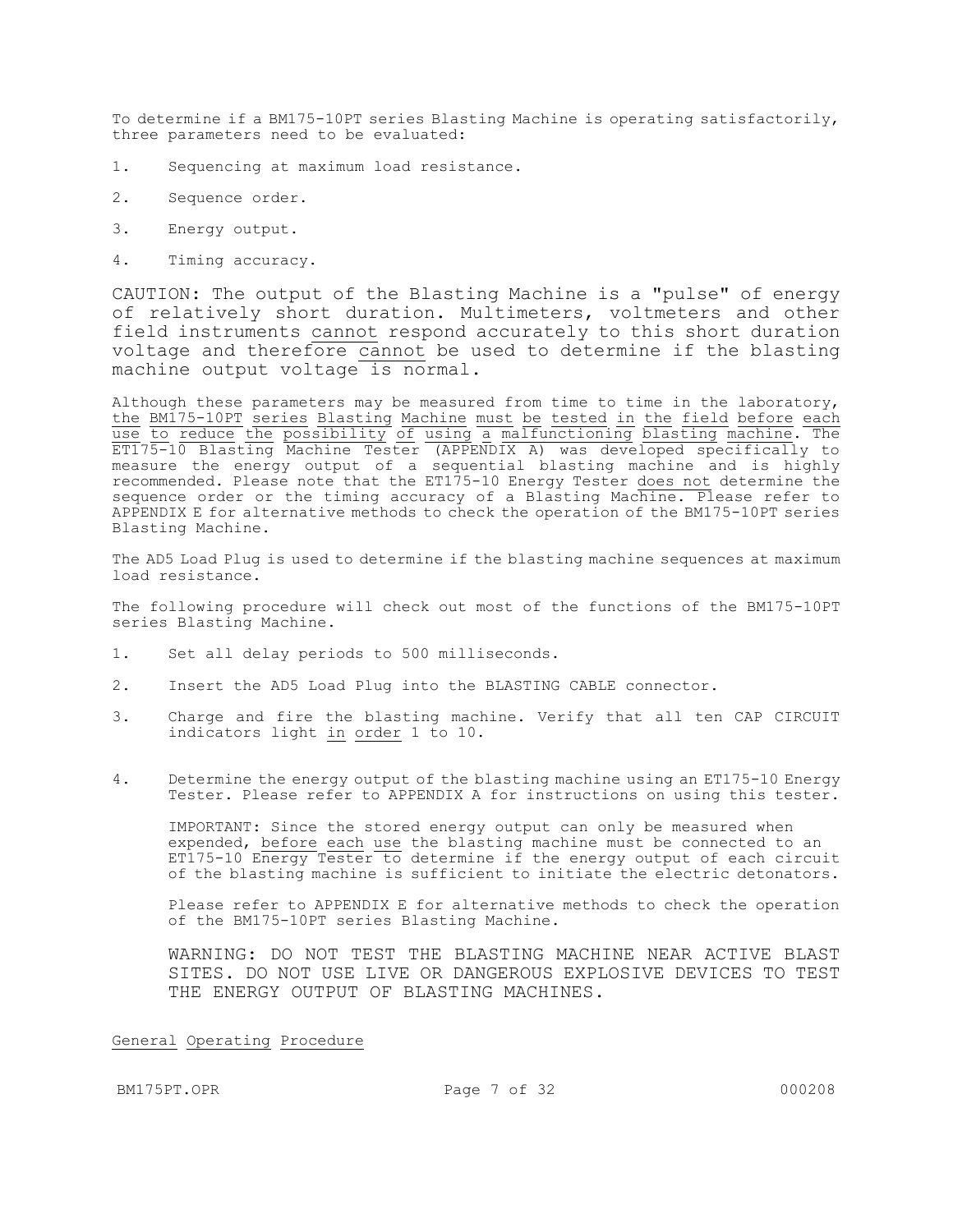To determine if a BM175-10PT series Blasting Machine is operating satisfactorily, three parameters need to be evaluated:

1. Sequencing at maximum load resistance.
2. Sequence order.
3. Energy output.
4. Timing accuracy.

CAUTION: The output of the Blasting Machine is a "pulse" of energy of relatively short duration. Multimeters, voltmeters and other field instruments <u>cannot</u> respond accurately to this short duration voltage and therefore <u>cannot</u> be used to determine if the blasting machine output voltage is normal.

Although these parameters may be measured from time to time in the laboratory, <u>the BM175-10PT series Blasting Machine must be tested in the field before each use to reduce the possibility of using a malfunctioning blasting machine</u>. The ET175-10 Blasting Machine Tester (APPENDIX A) was developed specifically to measure the energy output of a sequential blasting machine and is highly recommended. Please note that the ET175-10 Energy Tester <u>does not</u> determine the sequence order or the timing accuracy of a Blasting Machine. Please refer to APPENDIX E for alternative methods to check the operation of the BM175-10PT series Blasting Machine.

The AD5 Load Plug is used to determine if the blasting machine sequences at maximum load resistance.

The following procedure will check out most of the functions of the BM175-10PT series Blasting Machine.

1. Set all delay periods to 500 milliseconds.
2. Insert the AD5 Load Plug into the BLASTING CABLE connector.
3. Charge and fire the blasting machine. Verify that all ten CAP CIRCUIT indicators light <u>in order</u> 1 to 10.
4. Determine the energy output of the blasting machine using an ET175-10 Energy Tester. Please refer to APPENDIX A for instructions on using this tester.

   IMPORTANT: Since the stored energy output can only be measured when expended, <u>before each use</u> the blasting machine must be connected to an ET175-10 Energy Tester to determine if the energy output of each circuit of the blasting machine is sufficient to initiate the electric detonators.

   Please refer to APPENDIX E for alternative methods to check the operation of the BM175-10PT series Blasting Machine.

   WARNING: DO NOT TEST THE BLASTING MACHINE NEAR ACTIVE BLAST SITES. DO NOT USE LIVE OR DANGEROUS EXPLOSIVE DEVICES TO TEST THE ENERGY OUTPUT OF BLASTING MACHINES.

<u>General Operating Procedure</u>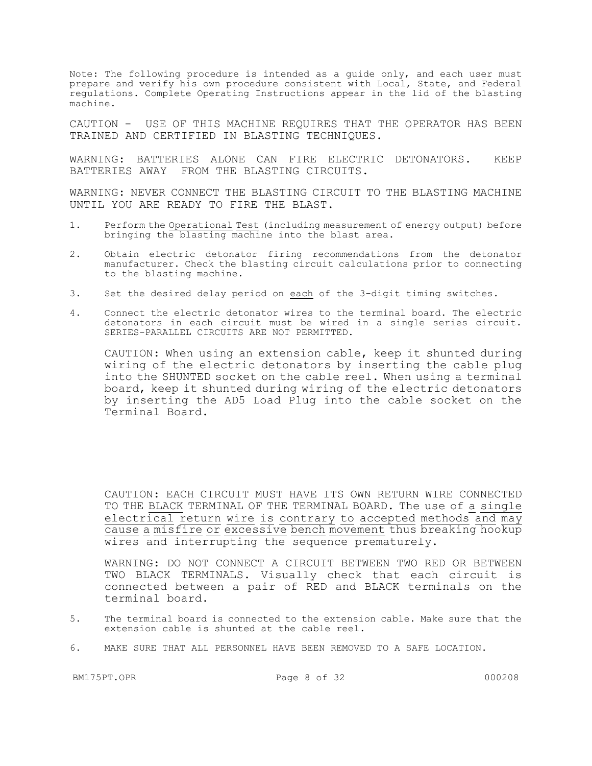Note: The following procedure is intended as a guide only, and each user must prepare and verify his own procedure consistent with Local, State, and Federal regulations. Complete Operating Instructions appear in the lid of the blasting machine.

CAUTION - USE OF THIS MACHINE REQUIRES THAT THE OPERATOR HAS BEEN TRAINED AND CERTIFIED IN BLASTING TECHNIQUES.

WARNING: BATTERIES ALONE CAN FIRE ELECTRIC DETONATORS. KEEP BATTERIES AWAY FROM THE BLASTING CIRCUITS.

WARNING: NEVER CONNECT THE BLASTING CIRCUIT TO THE BLASTING MACHINE UNTIL YOU ARE READY TO FIRE THE BLAST.

1. Perform the Operational Test (including measurement of energy output) before bringing the blasting machine into the blast area.

2. Obtain electric detonator firing recommendations from the detonator manufacturer. Check the blasting circuit calculations prior to connecting to the blasting machine.

3. Set the desired delay period on each of the 3-digit timing switches.

4. Connect the electric detonator wires to the terminal board. The electric detonators in each circuit must be wired in a single series circuit. SERIES-PARALLEL CIRCUITS ARE NOT PERMITTED.

   CAUTION: When using an extension cable, keep it shunted during wiring of the electric detonators by inserting the cable plug into the SHUNTED socket on the cable reel. When using a terminal board, keep it shunted during wiring of the electric detonators by inserting the AD5 Load Plug into the cable socket on the Terminal Board.

   CAUTION: EACH CIRCUIT MUST HAVE ITS OWN RETURN WIRE CONNECTED TO THE BLACK TERMINAL OF THE TERMINAL BOARD. The use of a single electrical return wire is contrary to accepted methods and may cause a misfire or excessive bench movement thus breaking hookup wires and interrupting the sequence prematurely.

   WARNING: DO NOT CONNECT A CIRCUIT BETWEEN TWO RED OR BETWEEN TWO BLACK TERMINALS. Visually check that each circuit is connected between a pair of RED and BLACK terminals on the terminal board.

5. The terminal board is connected to the extension cable. Make sure that the extension cable is shunted at the cable reel.

6. MAKE SURE THAT ALL PERSONNEL HAVE BEEN REMOVED TO A SAFE LOCATION.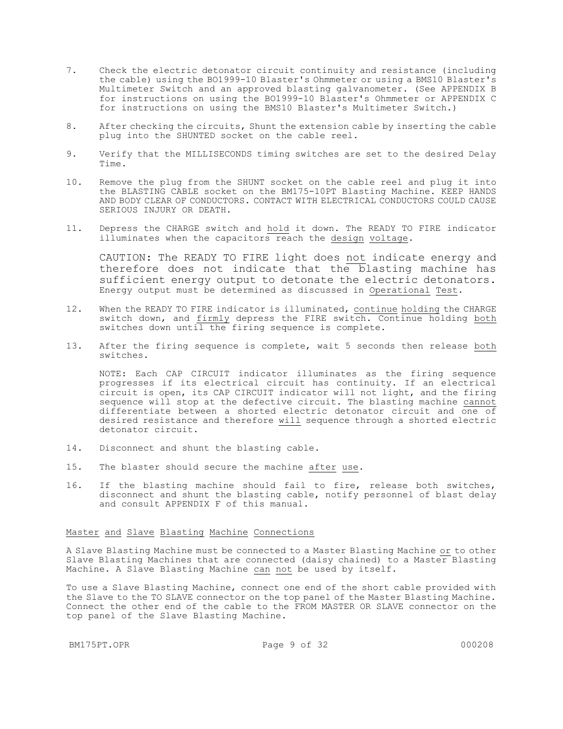7. Check the electric detonator circuit continuity and resistance (including the cable) using the BO1999-10 Blaster's Ohmmeter or using a BMS10 Blaster's Multimeter Switch and an approved blasting galvanometer. (See APPENDIX B for instructions on using the BO1999-10 Blaster's Ohmmeter or APPENDIX C for instructions on using the BMS10 Blaster's Multimeter Switch.)

8. After checking the circuits, Shunt the extension cable by inserting the cable plug into the SHUNTED socket on the cable reel.

9. Verify that the MILLISECONDS timing switches are set to the desired Delay Time.

10. Remove the plug from the SHUNT socket on the cable reel and plug it into the BLASTING CABLE socket on the BM175-10PT Blasting Machine. KEEP HANDS AND BODY CLEAR OF CONDUCTORS. CONTACT WITH ELECTRICAL CONDUCTORS COULD CAUSE SERIOUS INJURY OR DEATH.

11. Depress the CHARGE switch and <u>hold</u> it down. The READY TO FIRE indicator illuminates when the capacitors reach the <u>design voltage</u>.

    CAUTION: The READY TO FIRE light does <u>not</u> indicate energy and therefore does not indicate that the blasting machine has sufficient energy output to detonate the electric detonators. Energy output must be determined as discussed in <u>Operational Test</u>.

12. When the READY TO FIRE indicator is illuminated, <u>continue holding</u> the CHARGE switch down, and <u>firmly</u> depress the FIRE switch. Continue holding <u>both</u> switches down until the firing sequence is complete.

13. After the firing sequence is complete, wait 5 seconds then release <u>both</u> switches.

    NOTE: Each CAP CIRCUIT indicator illuminates as the firing sequence progresses if its electrical circuit has continuity. If an electrical circuit is open, its CAP CIRCUIT indicator will not light, and the firing sequence will stop at the defective circuit. The blasting machine <u>cannot</u> differentiate between a shorted electric detonator circuit and one of desired resistance and therefore <u>will</u> sequence through a shorted electric detonator circuit.

14. Disconnect and shunt the blasting cable.

15. The blaster should secure the machine <u>after use</u>.

16. If the blasting machine should fail to fire, release both switches, disconnect and shunt the blasting cable, notify personnel of blast delay and consult APPENDIX F of this manual.

<u>Master and Slave Blasting Machine Connections</u>

A Slave Blasting Machine must be connected to a Master Blasting Machine <u>or</u> to other Slave Blasting Machines that are connected (daisy chained) to a Master Blasting Machine. A Slave Blasting Machine <u>can not</u> be used by itself.

To use a Slave Blasting Machine, connect one end of the short cable provided with the Slave to the TO SLAVE connector on the top panel of the Master Blasting Machine. Connect the other end of the cable to the FROM MASTER OR SLAVE connector on the top panel of the Slave Blasting Machine.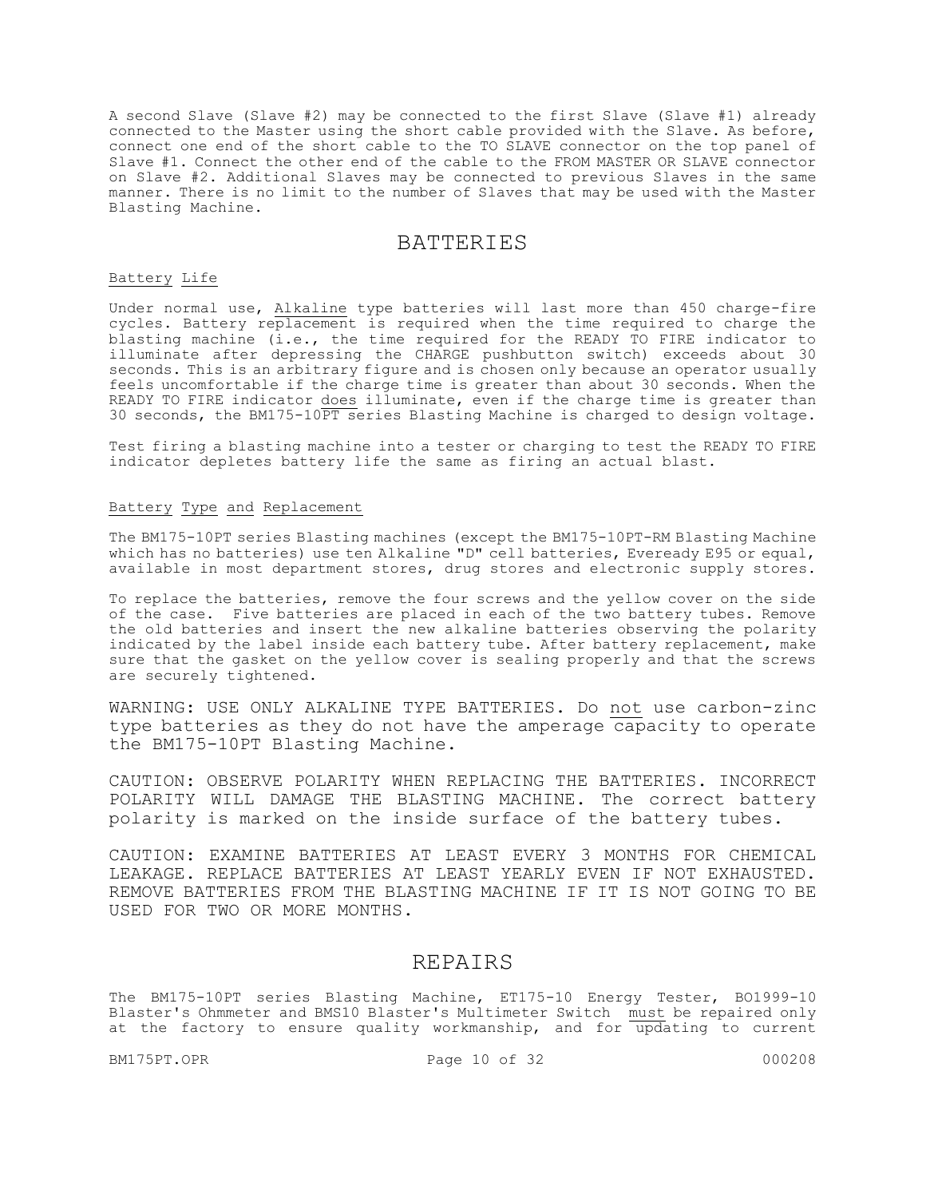A second Slave (Slave #2) may be connected to the first Slave (Slave #1) already connected to the Master using the short cable provided with the Slave. As before, connect one end of the short cable to the TO SLAVE connector on the top panel of Slave #1. Connect the other end of the cable to the FROM MASTER OR SLAVE connector on Slave #2. Additional Slaves may be connected to previous Slaves in the same manner. There is no limit to the number of Slaves that may be used with the Master Blasting Machine.

# BATTERIES

## Battery Life

Under normal use, Alkaline type batteries will last more than 450 charge-fire cycles. Battery replacement is required when the time required to charge the blasting machine (i.e., the time required for the READY TO FIRE indicator to illuminate after depressing the CHARGE pushbutton switch) exceeds about 30 seconds. This is an arbitrary figure and is chosen only because an operator usually feels uncomfortable if the charge time is greater than about 30 seconds. When the READY TO FIRE indicator does illuminate, even if the charge time is greater than 30 seconds, the BM175-10PT series Blasting Machine is charged to design voltage.

Test firing a blasting machine into a tester or charging to test the READY TO FIRE indicator depletes battery life the same as firing an actual blast.

## Battery Type and Replacement

The BM175-10PT series Blasting machines (except the BM175-10PT-RM Blasting Machine which has no batteries) use ten Alkaline "D" cell batteries, Eveready E95 or equal, available in most department stores, drug stores and electronic supply stores.

To replace the batteries, remove the four screws and the yellow cover on the side of the case. Five batteries are placed in each of the two battery tubes. Remove the old batteries and insert the new alkaline batteries observing the polarity indicated by the label inside each battery tube. After battery replacement, make sure that the gasket on the yellow cover is sealing properly and that the screws are securely tightened.

WARNING: USE ONLY ALKALINE TYPE BATTERIES. Do not use carbon-zinc type batteries as they do not have the amperage capacity to operate the BM175-10PT Blasting Machine.

CAUTION: OBSERVE POLARITY WHEN REPLACING THE BATTERIES. INCORRECT POLARITY WILL DAMAGE THE BLASTING MACHINE. The correct battery polarity is marked on the inside surface of the battery tubes.

CAUTION: EXAMINE BATTERIES AT LEAST EVERY 3 MONTHS FOR CHEMICAL LEAKAGE. REPLACE BATTERIES AT LEAST YEARLY EVEN IF NOT EXHAUSTED. REMOVE BATTERIES FROM THE BLASTING MACHINE IF IT IS NOT GOING TO BE USED FOR TWO OR MORE MONTHS.

# REPAIRS

The BM175-10PT series Blasting Machine, ET175-10 Energy Tester, BO1999-10 Blaster's Ohmmeter and BMS10 Blaster's Multimeter Switch must be repaired only at the factory to ensure quality workmanship, and for updating to current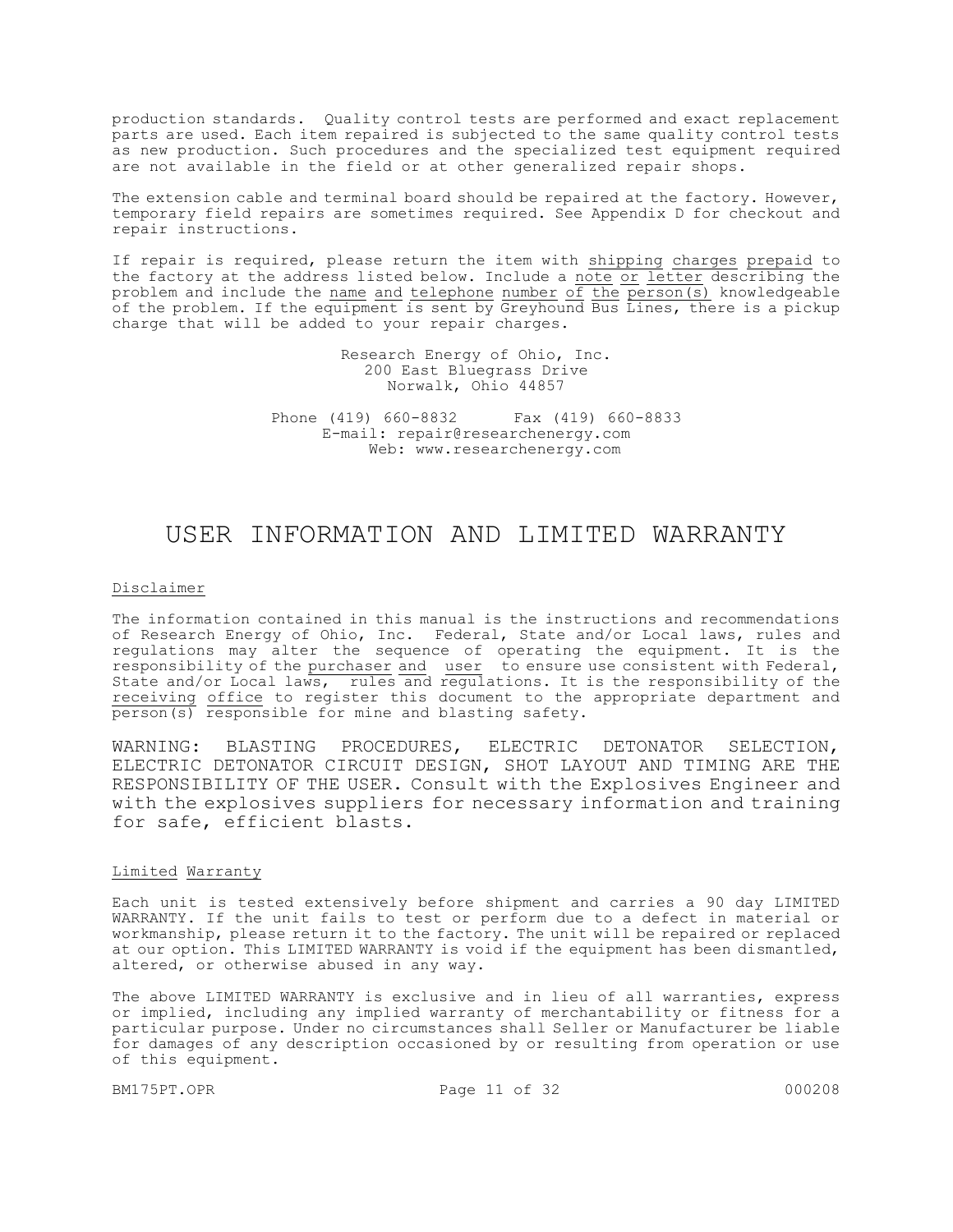production standards. Quality control tests are performed and exact replacement parts are used. Each item repaired is subjected to the same quality control tests as new production. Such procedures and the specialized test equipment required are not available in the field or at other generalized repair shops.

The extension cable and terminal board should be repaired at the factory. However, temporary field repairs are sometimes required. See Appendix D for checkout and repair instructions.

If repair is required, please return the item with shipping charges prepaid to the factory at the address listed below. Include a note or letter describing the problem and include the name and telephone number of the person(s) knowledgeable of the problem. If the equipment is sent by Greyhound Bus Lines, there is a pickup charge that will be added to your repair charges.

Research Energy of Ohio, Inc.
200 East Bluegrass Drive
Norwalk, Ohio 44857

Phone (419) 660-8832 Fax (419) 660-8833
E-mail: repair@researchenergy.com
Web: www.researchenergy.com

# USER INFORMATION AND LIMITED WARRANTY

Disclaimer

The information contained in this manual is the instructions and recommendations of Research Energy of Ohio, Inc. Federal, State and/or Local laws, rules and regulations may alter the sequence of operating the equipment. It is the responsibility of the purchaser and user to ensure use consistent with Federal, State and/or Local laws, rules and regulations. It is the responsibility of the receiving office to register this document to the appropriate department and person(s) responsible for mine and blasting safety.

WARNING: BLASTING PROCEDURES, ELECTRIC DETONATOR SELECTION, ELECTRIC DETONATOR CIRCUIT DESIGN, SHOT LAYOUT AND TIMING ARE THE RESPONSIBILITY OF THE USER. Consult with the Explosives Engineer and with the explosives suppliers for necessary information and training for safe, efficient blasts.

Limited Warranty

Each unit is tested extensively before shipment and carries a 90 day LIMITED WARRANTY. If the unit fails to test or perform due to a defect in material or workmanship, please return it to the factory. The unit will be repaired or replaced at our option. This LIMITED WARRANTY is void if the equipment has been dismantled, altered, or otherwise abused in any way.

The above LIMITED WARRANTY is exclusive and in lieu of all warranties, express or implied, including any implied warranty of merchantability or fitness for a particular purpose. Under no circumstances shall Seller or Manufacturer be liable for damages of any description occasioned by or resulting from operation or use of this equipment.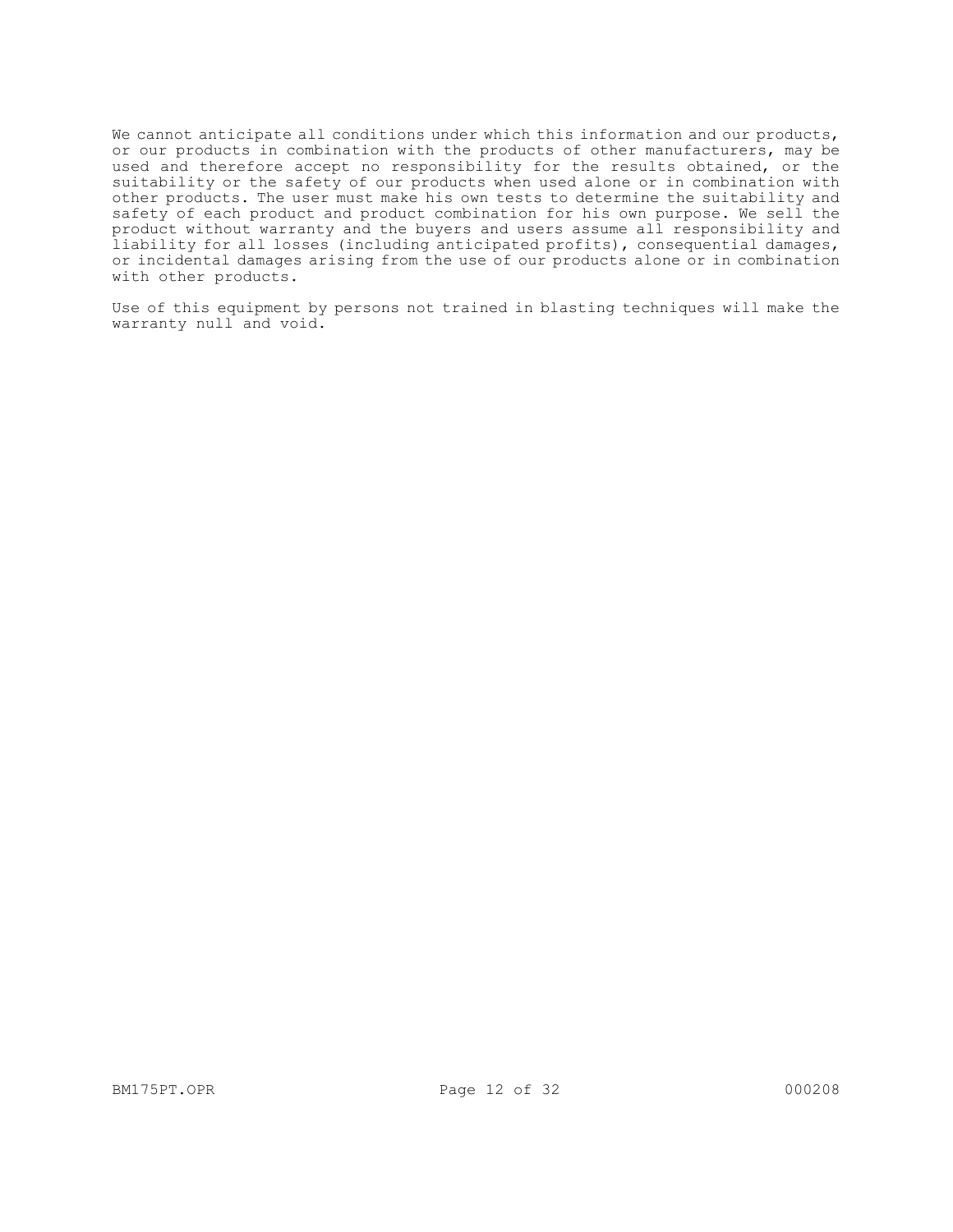We cannot anticipate all conditions under which this information and our products, or our products in combination with the products of other manufacturers, may be used and therefore accept no responsibility for the results obtained, or the suitability or the safety of our products when used alone or in combination with other products. The user must make his own tests to determine the suitability and safety of each product and product combination for his own purpose. We sell the product without warranty and the buyers and users assume all responsibility and liability for all losses (including anticipated profits), consequential damages, or incidental damages arising from the use of our products alone or in combination with other products.

Use of this equipment by persons not trained in blasting techniques will make the warranty null and void.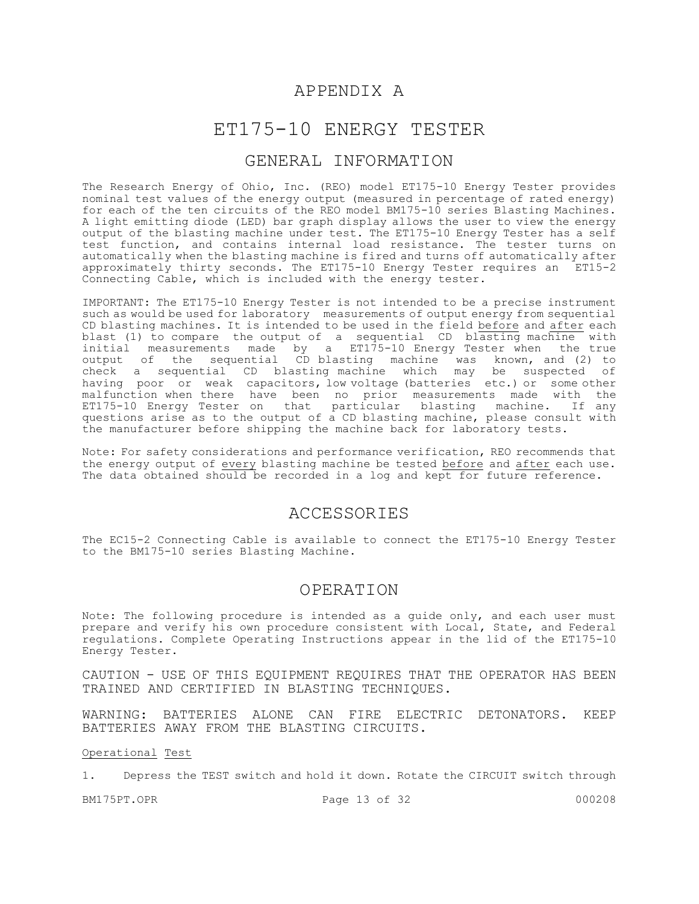# APPENDIX A

# ET175-10 ENERGY TESTER

## GENERAL INFORMATION

The Research Energy of Ohio, Inc. (REO) model ET175-10 Energy Tester provides nominal test values of the energy output (measured in percentage of rated energy) for each of the ten circuits of the REO model BM175-10 series Blasting Machines. A light emitting diode (LED) bar graph display allows the user to view the energy output of the blasting machine under test. The ET175-10 Energy Tester has a self test function, and contains internal load resistance. The tester turns on automatically when the blasting machine is fired and turns off automatically after approximately thirty seconds. The ET175-10 Energy Tester requires an ET15-2 Connecting Cable, which is included with the energy tester.

IMPORTANT: The ET175-10 Energy Tester is not intended to be a precise instrument such as would be used for laboratory measurements of output energy from sequential CD blasting machines. It is intended to be used in the field <u>before</u> and <u>after</u> each blast (1) to compare the output of a sequential CD blasting machine with initial measurements made by a ET175-10 Energy Tester when the true output of the sequential CD blasting machine was known, and (2) to check a sequential CD blasting machine which may be suspected of having poor or weak capacitors, low voltage (batteries etc.) or some other malfunction when there have been no prior measurements made with the ET175-10 Energy Tester on that particular blasting machine. If any questions arise as to the output of a CD blasting machine, please consult with the manufacturer before shipping the machine back for laboratory tests.

Note: For safety considerations and performance verification, REO recommends that the energy output of <u>every</u> blasting machine be tested <u>before</u> and <u>after</u> each use. The data obtained should be recorded in a log and kept for future reference.

## ACCESSORIES

The EC15-2 Connecting Cable is available to connect the ET175-10 Energy Tester to the BM175-10 series Blasting Machine.

## OPERATION

Note: The following procedure is intended as a guide only, and each user must prepare and verify his own procedure consistent with Local, State, and Federal regulations. Complete Operating Instructions appear in the lid of the ET175-10 Energy Tester.

CAUTION - USE OF THIS EQUIPMENT REQUIRES THAT THE OPERATOR HAS BEEN TRAINED AND CERTIFIED IN BLASTING TECHNIQUES.

WARNING: BATTERIES ALONE CAN FIRE ELECTRIC DETONATORS. KEEP BATTERIES AWAY FROM THE BLASTING CIRCUITS.

<u>Operational Test</u>

1. Depress the TEST switch and hold it down. Rotate the CIRCUIT switch through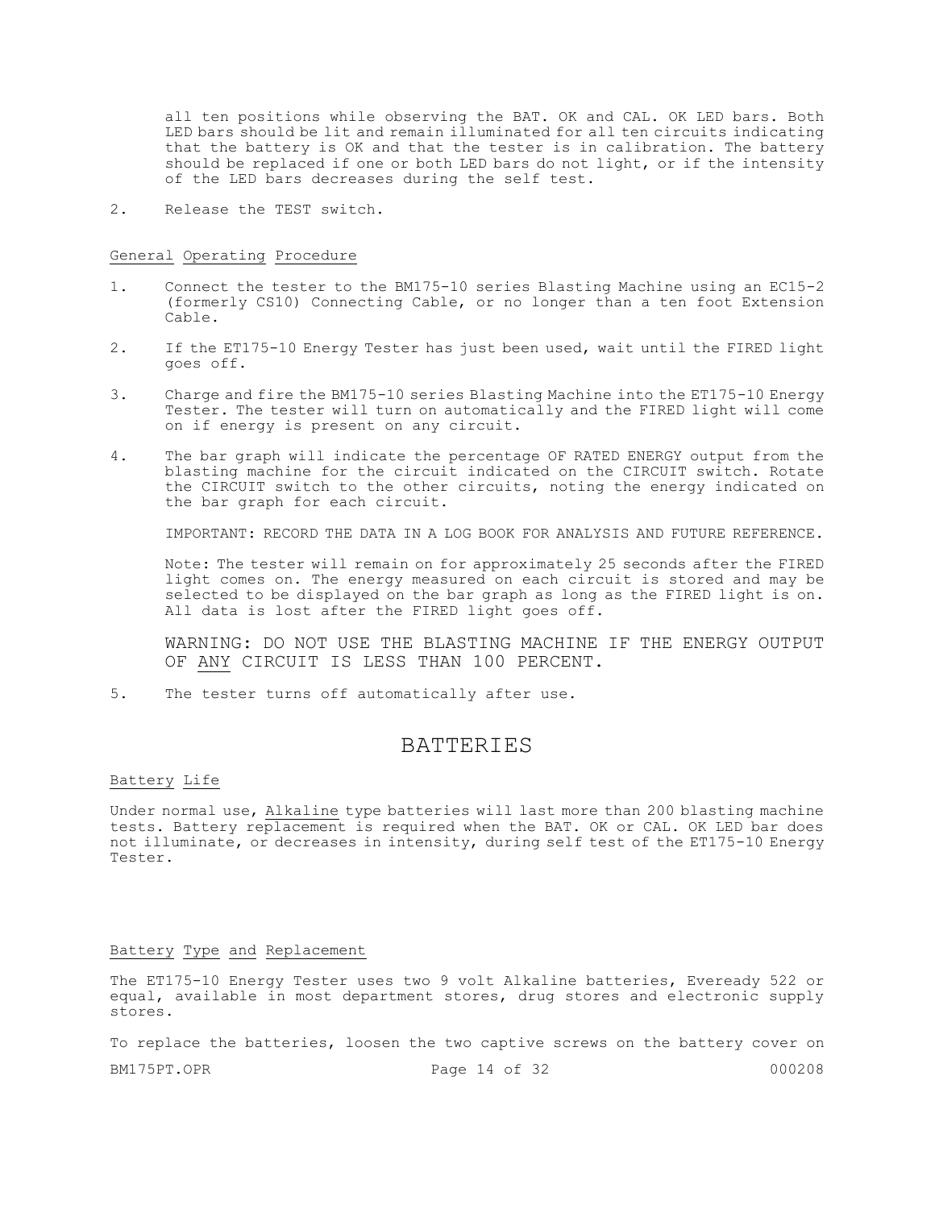all ten positions while observing the BAT. OK and CAL. OK LED bars. Both LED bars should be lit and remain illuminated for all ten circuits indicating that the battery is OK and that the tester is in calibration. The battery should be replaced if one or both LED bars do not light, or if the intensity of the LED bars decreases during the self test.

2. Release the TEST switch.

### General Operating Procedure

1. Connect the tester to the BM175-10 series Blasting Machine using an EC15-2 (formerly CS10) Connecting Cable, or no longer than a ten foot Extension Cable.

2. If the ET175-10 Energy Tester has just been used, wait until the FIRED light goes off.

3. Charge and fire the BM175-10 series Blasting Machine into the ET175-10 Energy Tester. The tester will turn on automatically and the FIRED light will come on if energy is present on any circuit.

4. The bar graph will indicate the percentage OF RATED ENERGY output from the blasting machine for the circuit indicated on the CIRCUIT switch. Rotate the CIRCUIT switch to the other circuits, noting the energy indicated on the bar graph for each circuit.

   IMPORTANT: RECORD THE DATA IN A LOG BOOK FOR ANALYSIS AND FUTURE REFERENCE.

   Note: The tester will remain on for approximately 25 seconds after the FIRED light comes on. The energy measured on each circuit is stored and may be selected to be displayed on the bar graph as long as the FIRED light is on. All data is lost after the FIRED light goes off.

   WARNING: DO NOT USE THE BLASTING MACHINE IF THE ENERGY OUTPUT OF ANY CIRCUIT IS LESS THAN 100 PERCENT.

5. The tester turns off automatically after use.

## BATTERIES

### Battery Life

Under normal use, Alkaline type batteries will last more than 200 blasting machine tests. Battery replacement is required when the BAT. OK or CAL. OK LED bar does not illuminate, or decreases in intensity, during self test of the ET175-10 Energy Tester.

### Battery Type and Replacement

The ET175-10 Energy Tester uses two 9 volt Alkaline batteries, Eveready 522 or equal, available in most department stores, drug stores and electronic supply stores.

To replace the batteries, loosen the two captive screws on the battery cover on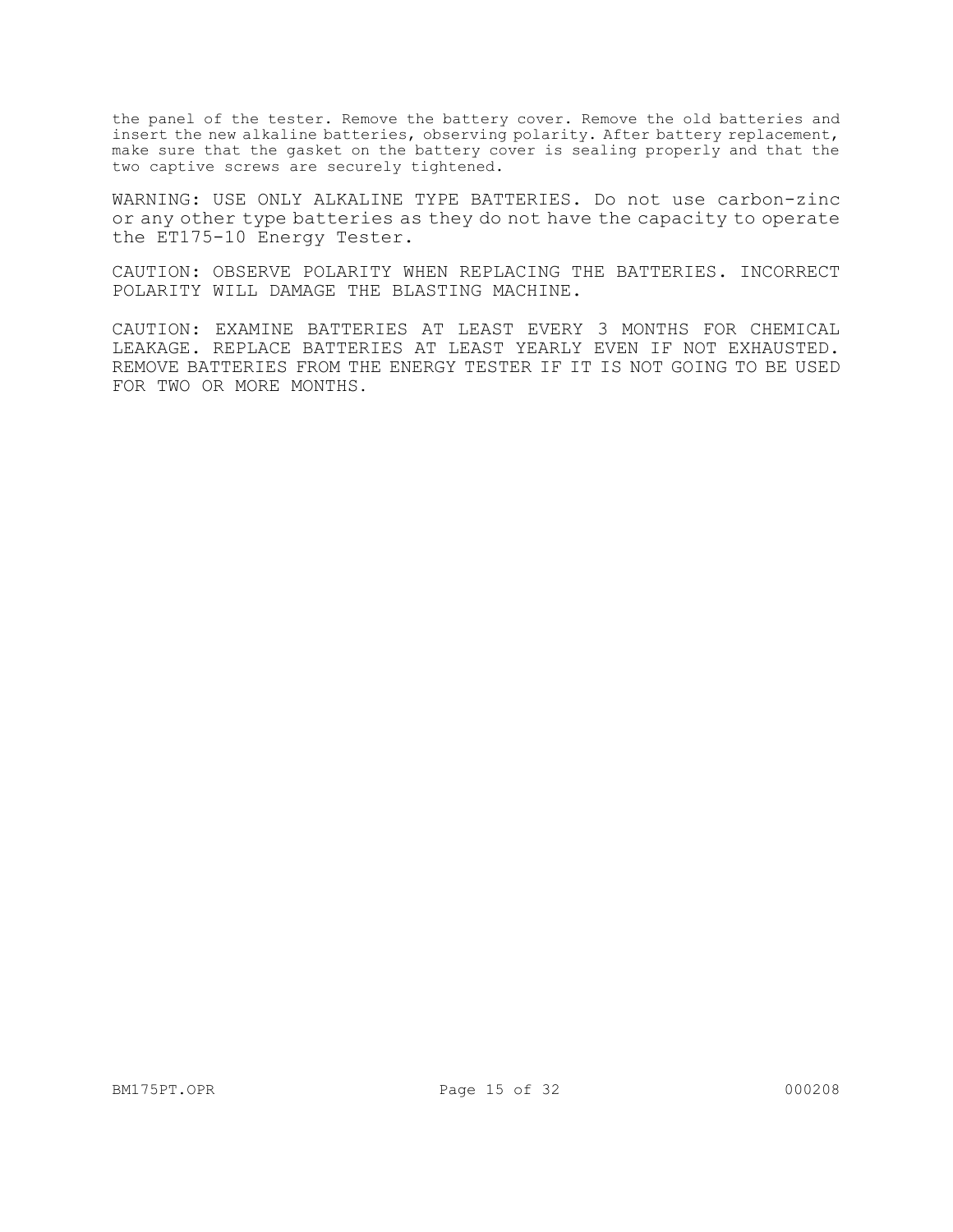the panel of the tester. Remove the battery cover. Remove the old batteries and insert the new alkaline batteries, observing polarity. After battery replacement, make sure that the gasket on the battery cover is sealing properly and that the two captive screws are securely tightened.

WARNING: USE ONLY ALKALINE TYPE BATTERIES. Do not use carbon-zinc or any other type batteries as they do not have the capacity to operate the ET175-10 Energy Tester.

CAUTION: OBSERVE POLARITY WHEN REPLACING THE BATTERIES. INCORRECT POLARITY WILL DAMAGE THE BLASTING MACHINE.

CAUTION: EXAMINE BATTERIES AT LEAST EVERY 3 MONTHS FOR CHEMICAL LEAKAGE. REPLACE BATTERIES AT LEAST YEARLY EVEN IF NOT EXHAUSTED. REMOVE BATTERIES FROM THE ENERGY TESTER IF IT IS NOT GOING TO BE USED FOR TWO OR MORE MONTHS.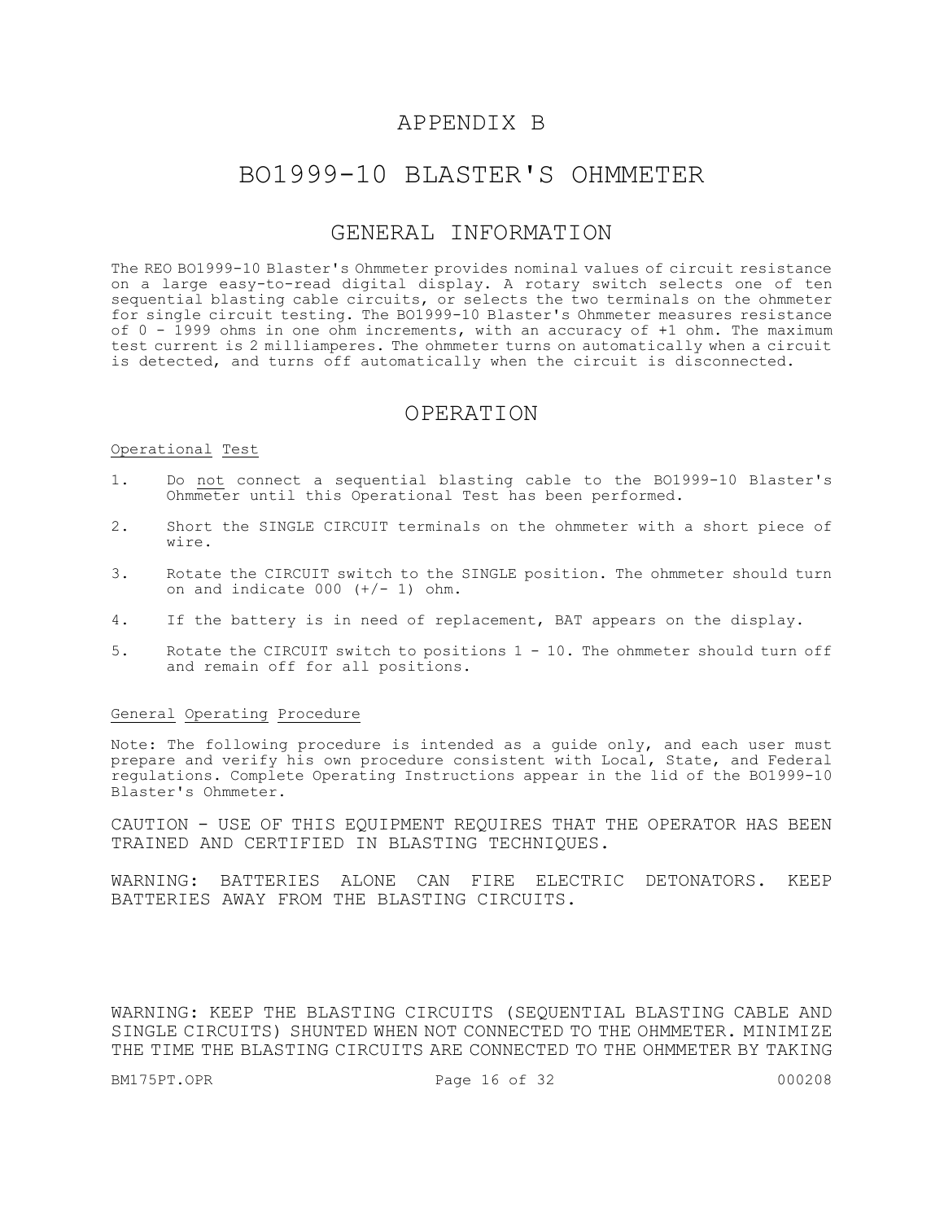# APPENDIX B

# BO1999-10 BLASTER'S OHMMETER

## GENERAL INFORMATION

The REO BO1999-10 Blaster's Ohmmeter provides nominal values of circuit resistance on a large easy-to-read digital display. A rotary switch selects one of ten sequential blasting cable circuits, or selects the two terminals on the ohmmeter for single circuit testing. The BO1999-10 Blaster's Ohmmeter measures resistance of 0 - 1999 ohms in one ohm increments, with an accuracy of +1 ohm. The maximum test current is 2 milliamperes. The ohmmeter turns on automatically when a circuit is detected, and turns off automatically when the circuit is disconnected.

## OPERATION

Operational Test

1. Do not connect a sequential blasting cable to the BO1999-10 Blaster's Ohmmeter until this Operational Test has been performed.
2. Short the SINGLE CIRCUIT terminals on the ohmmeter with a short piece of wire.
3. Rotate the CIRCUIT switch to the SINGLE position. The ohmmeter should turn on and indicate 000 (+/- 1) ohm.
4. If the battery is in need of replacement, BAT appears on the display.
5. Rotate the CIRCUIT switch to positions 1 - 10. The ohmmeter should turn off and remain off for all positions.

General Operating Procedure

Note: The following procedure is intended as a guide only, and each user must prepare and verify his own procedure consistent with Local, State, and Federal regulations. Complete Operating Instructions appear in the lid of the BO1999-10 Blaster's Ohmmeter.

CAUTION - USE OF THIS EQUIPMENT REQUIRES THAT THE OPERATOR HAS BEEN TRAINED AND CERTIFIED IN BLASTING TECHNIQUES.

WARNING: BATTERIES ALONE CAN FIRE ELECTRIC DETONATORS. KEEP BATTERIES AWAY FROM THE BLASTING CIRCUITS.

WARNING: KEEP THE BLASTING CIRCUITS (SEQUENTIAL BLASTING CABLE AND SINGLE CIRCUITS) SHUNTED WHEN NOT CONNECTED TO THE OHMMETER. MINIMIZE THE TIME THE BLASTING CIRCUITS ARE CONNECTED TO THE OHMMETER BY TAKING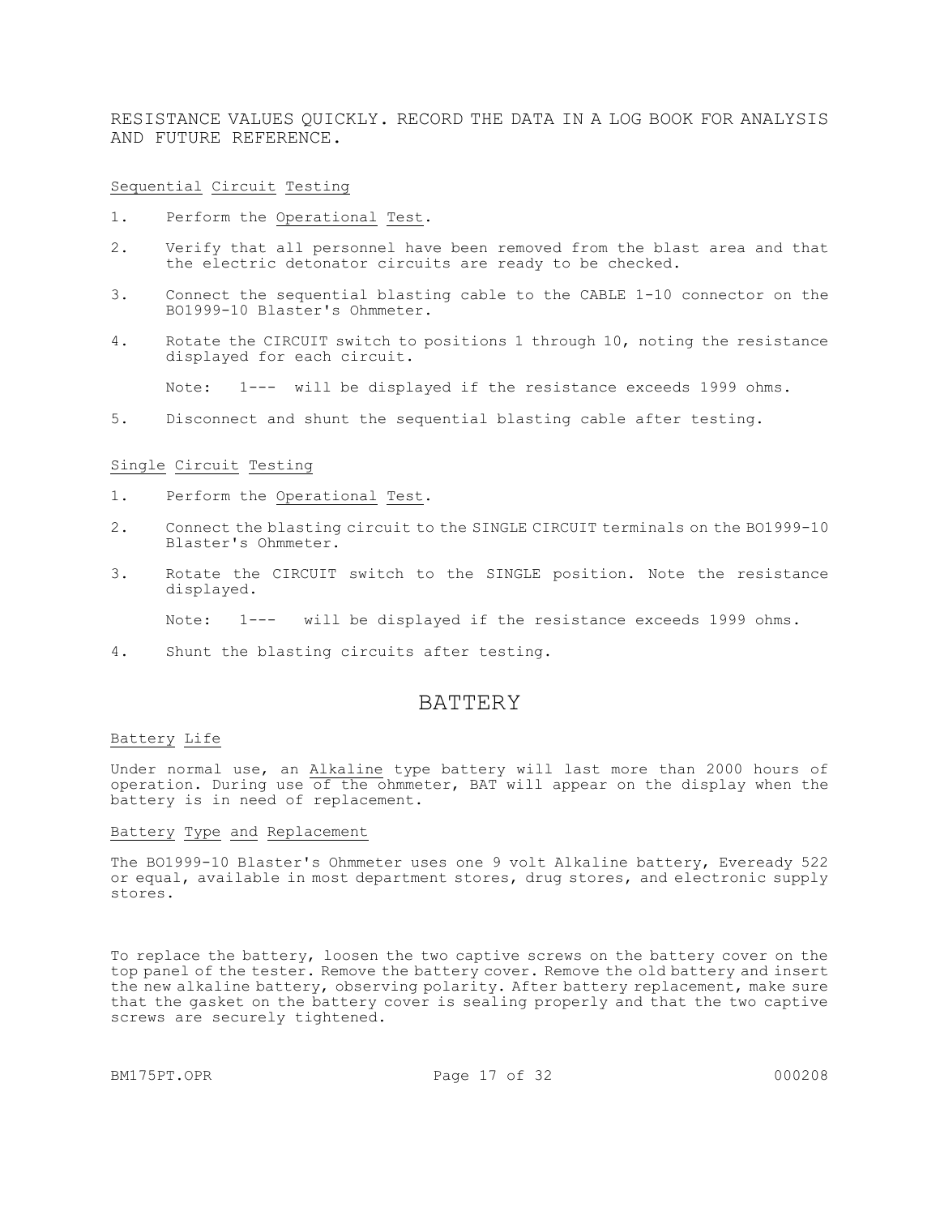RESISTANCE VALUES QUICKLY. RECORD THE DATA IN A LOG BOOK FOR ANALYSIS AND FUTURE REFERENCE.

Sequential Circuit Testing

1. Perform the Operational Test.
2. Verify that all personnel have been removed from the blast area and that the electric detonator circuits are ready to be checked.
3. Connect the sequential blasting cable to the CABLE 1-10 connector on the BO1999-10 Blaster's Ohmmeter.
4. Rotate the CIRCUIT switch to positions 1 through 10, noting the resistance displayed for each circuit.

   Note: 1--- will be displayed if the resistance exceeds 1999 ohms.

5. Disconnect and shunt the sequential blasting cable after testing.

Single Circuit Testing

1. Perform the Operational Test.
2. Connect the blasting circuit to the SINGLE CIRCUIT terminals on the BO1999-10 Blaster's Ohmmeter.
3. Rotate the CIRCUIT switch to the SINGLE position. Note the resistance displayed.

   Note: 1--- will be displayed if the resistance exceeds 1999 ohms.

4. Shunt the blasting circuits after testing.

# BATTERY

Battery Life

Under normal use, an Alkaline type battery will last more than 2000 hours of operation. During use of the ohmmeter, BAT will appear on the display when the battery is in need of replacement.

Battery Type and Replacement

The BO1999-10 Blaster's Ohmmeter uses one 9 volt Alkaline battery, Eveready 522 or equal, available in most department stores, drug stores, and electronic supply stores.

To replace the battery, loosen the two captive screws on the battery cover on the top panel of the tester. Remove the battery cover. Remove the old battery and insert the new alkaline battery, observing polarity. After battery replacement, make sure that the gasket on the battery cover is sealing properly and that the two captive screws are securely tightened.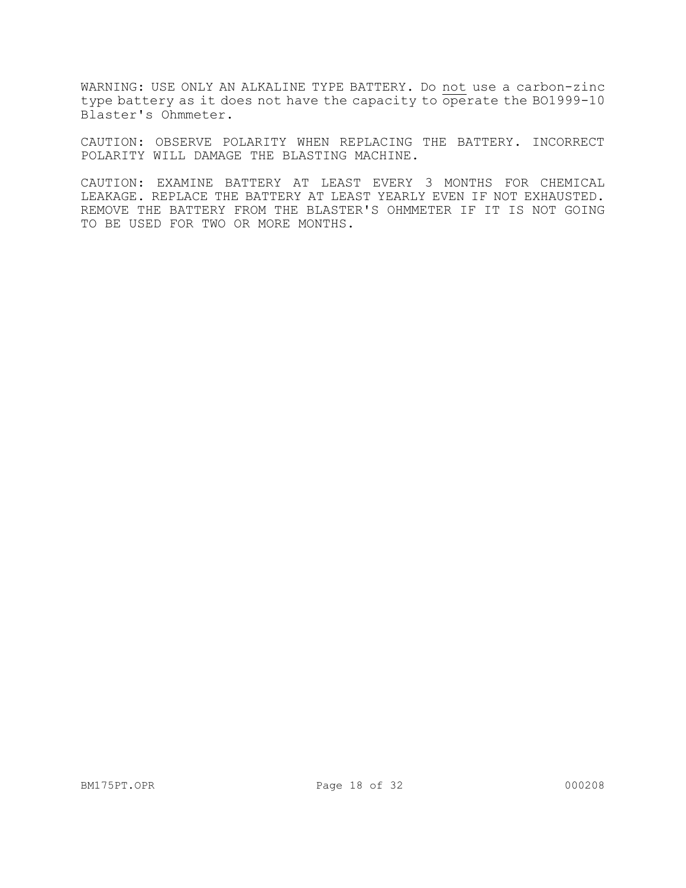WARNING: USE ONLY AN ALKALINE TYPE BATTERY. Do <u>not</u> use a carbon-zinc type battery as it does not have the capacity to operate the BO1999-10 Blaster's Ohmmeter.

CAUTION: OBSERVE POLARITY WHEN REPLACING THE BATTERY. INCORRECT POLARITY WILL DAMAGE THE BLASTING MACHINE.

CAUTION: EXAMINE BATTERY AT LEAST EVERY 3 MONTHS FOR CHEMICAL LEAKAGE. REPLACE THE BATTERY AT LEAST YEARLY EVEN IF NOT EXHAUSTED. REMOVE THE BATTERY FROM THE BLASTER'S OHMMETER IF IT IS NOT GOING TO BE USED FOR TWO OR MORE MONTHS.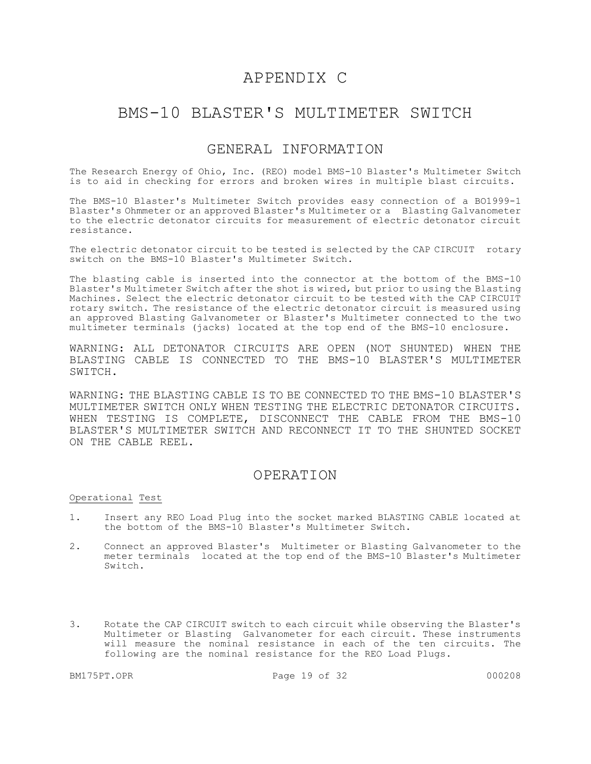# APPENDIX C

# BMS-10 BLASTER'S MULTIMETER SWITCH

## GENERAL INFORMATION

The Research Energy of Ohio, Inc. (REO) model BMS-10 Blaster's Multimeter Switch is to aid in checking for errors and broken wires in multiple blast circuits.

The BMS-10 Blaster's Multimeter Switch provides easy connection of a BO1999-1 Blaster's Ohmmeter or an approved Blaster's Multimeter or a Blasting Galvanometer to the electric detonator circuits for measurement of electric detonator circuit resistance.

The electric detonator circuit to be tested is selected by the CAP CIRCUIT rotary switch on the BMS-10 Blaster's Multimeter Switch.

The blasting cable is inserted into the connector at the bottom of the BMS-10 Blaster's Multimeter Switch after the shot is wired, but prior to using the Blasting Machines. Select the electric detonator circuit to be tested with the CAP CIRCUIT rotary switch. The resistance of the electric detonator circuit is measured using an approved Blasting Galvanometer or Blaster's Multimeter connected to the two multimeter terminals (jacks) located at the top end of the BMS-10 enclosure.

WARNING: ALL DETONATOR CIRCUITS ARE OPEN (NOT SHUNTED) WHEN THE BLASTING CABLE IS CONNECTED TO THE BMS-10 BLASTER'S MULTIMETER SWITCH.

WARNING: THE BLASTING CABLE IS TO BE CONNECTED TO THE BMS-10 BLASTER'S MULTIMETER SWITCH ONLY WHEN TESTING THE ELECTRIC DETONATOR CIRCUITS. WHEN TESTING IS COMPLETE, DISCONNECT THE CABLE FROM THE BMS-10 BLASTER'S MULTIMETER SWITCH AND RECONNECT IT TO THE SHUNTED SOCKET ON THE CABLE REEL.

## OPERATION

Operational Test

1. Insert any REO Load Plug into the socket marked BLASTING CABLE located at the bottom of the BMS-10 Blaster's Multimeter Switch.

2. Connect an approved Blaster's Multimeter or Blasting Galvanometer to the meter terminals located at the top end of the BMS-10 Blaster's Multimeter Switch.

3. Rotate the CAP CIRCUIT switch to each circuit while observing the Blaster's Multimeter or Blasting Galvanometer for each circuit. These instruments will measure the nominal resistance in each of the ten circuits. The following are the nominal resistance for the REO Load Plugs.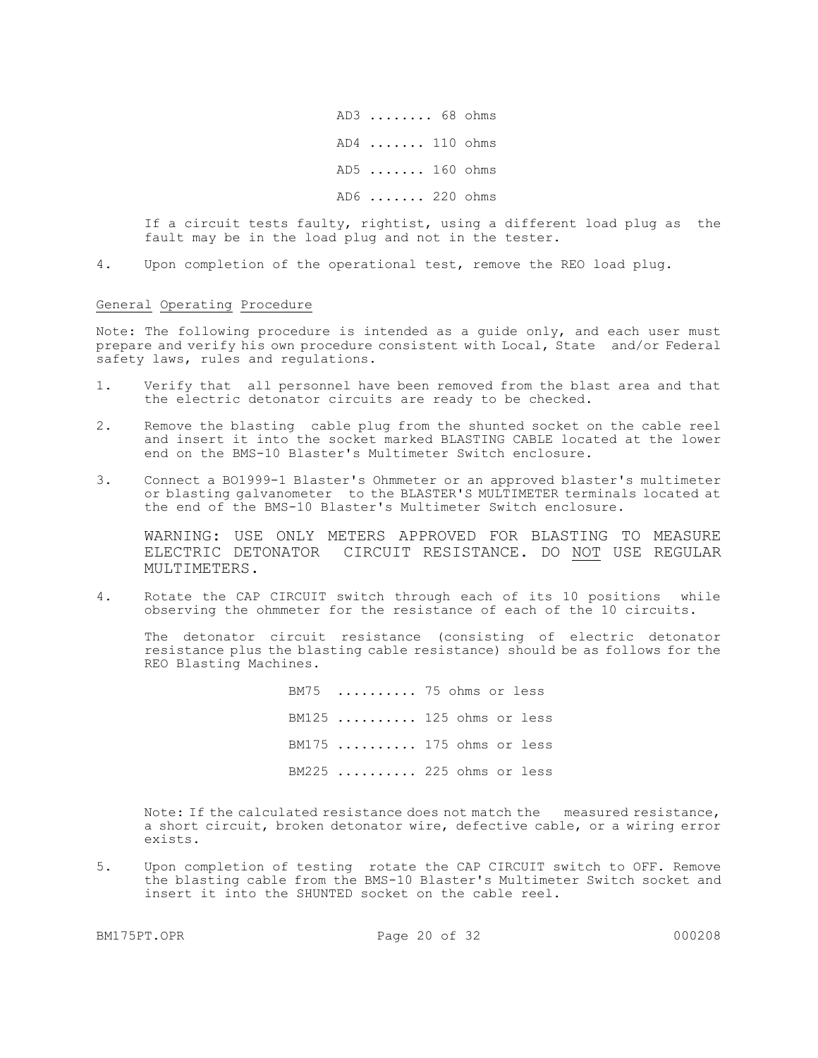AD3 ........ 68 ohms

AD4 ....... 110 ohms

AD5 ....... 160 ohms

AD6 ....... 220 ohms

If a circuit tests faulty, rightist, using a different load plug as the fault may be in the load plug and not in the tester.

4. Upon completion of the operational test, remove the REO load plug.

## General Operating Procedure

Note: The following procedure is intended as a guide only, and each user must prepare and verify his own procedure consistent with Local, State and/or Federal safety laws, rules and regulations.

1. Verify that all personnel have been removed from the blast area and that the electric detonator circuits are ready to be checked.

2. Remove the blasting cable plug from the shunted socket on the cable reel and insert it into the socket marked BLASTING CABLE located at the lower end on the BMS-10 Blaster's Multimeter Switch enclosure.

3. Connect a BO1999-1 Blaster's Ohmmeter or an approved blaster's multimeter or blasting galvanometer to the BLASTER'S MULTIMETER terminals located at the end of the BMS-10 Blaster's Multimeter Switch enclosure.

   WARNING: USE ONLY METERS APPROVED FOR BLASTING TO MEASURE ELECTRIC DETONATOR CIRCUIT RESISTANCE. DO NOT USE REGULAR MULTIMETERS.

4. Rotate the CAP CIRCUIT switch through each of its 10 positions while observing the ohmmeter for the resistance of each of the 10 circuits.

   The detonator circuit resistance (consisting of electric detonator resistance plus the blasting cable resistance) should be as follows for the REO Blasting Machines.

   BM75 .......... 75 ohms or less

   BM125 .......... 125 ohms or less

   BM175 .......... 175 ohms or less

   BM225 .......... 225 ohms or less

   Note: If the calculated resistance does not match the measured resistance, a short circuit, broken detonator wire, defective cable, or a wiring error exists.

5. Upon completion of testing rotate the CAP CIRCUIT switch to OFF. Remove the blasting cable from the BMS-10 Blaster's Multimeter Switch socket and insert it into the SHUNTED socket on the cable reel.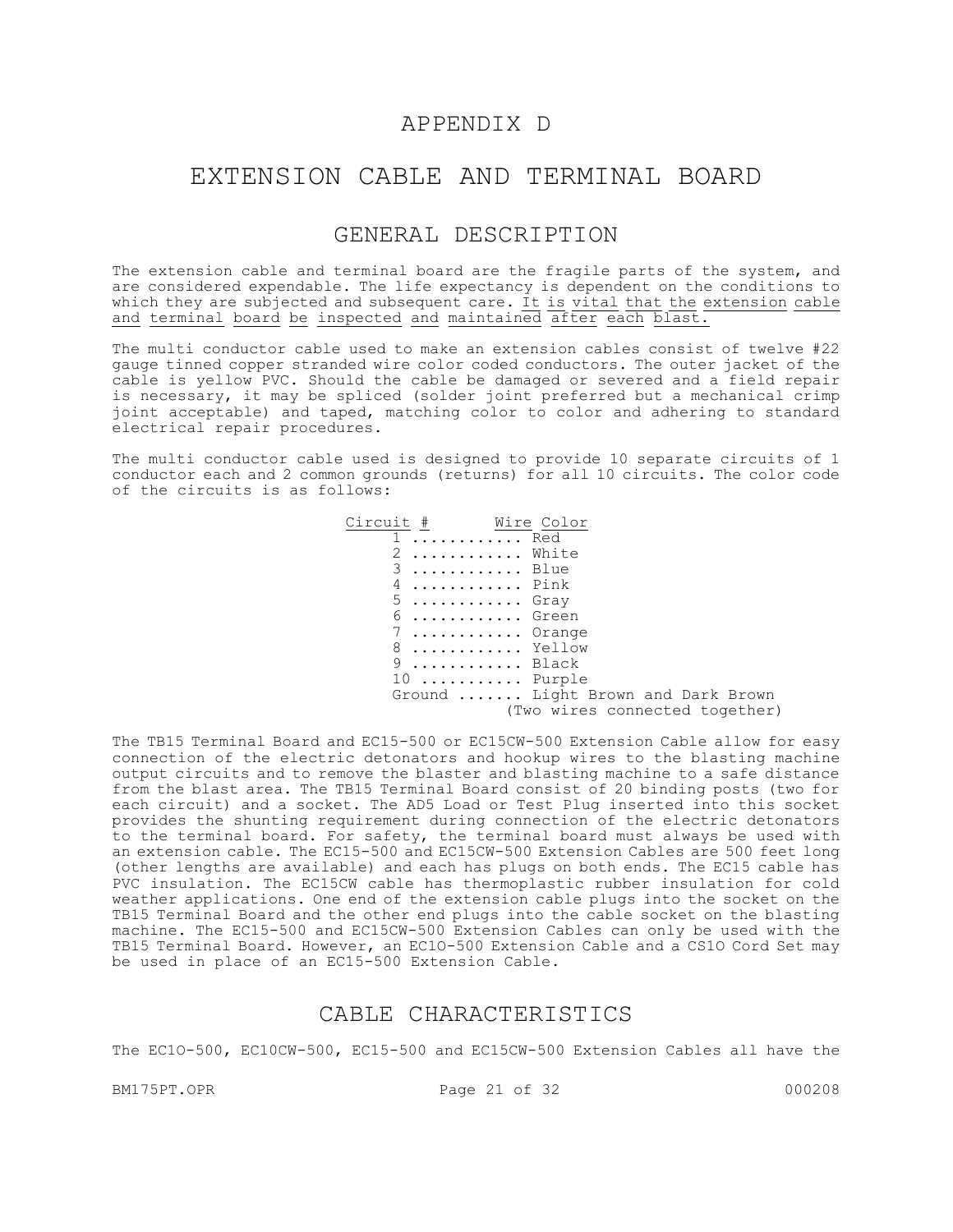# APPENDIX D

# EXTENSION CABLE AND TERMINAL BOARD

## GENERAL DESCRIPTION

The extension cable and terminal board are the fragile parts of the system, and are considered expendable. The life expectancy is dependent on the conditions to which they are subjected and subsequent care. <u>It is vital that the extension cable and terminal board be inspected and maintained after each blast.</u>

The multi conductor cable used to make an extension cables consist of twelve #22 gauge tinned copper stranded wire color coded conductors. The outer jacket of the cable is yellow PVC. Should the cable be damaged or severed and a field repair is necessary, it may be spliced (solder joint preferred but a mechanical crimp joint acceptable) and taped, matching color to color and adhering to standard electrical repair procedures.

The multi conductor cable used is designed to provide 10 separate circuits of 1 conductor each and 2 common grounds (returns) for all 10 circuits. The color code of the circuits is as follows:

| Circuit # | Wire Color |
|---|---|
| 1 | Red |
| 2 | White |
| 3 | Blue |
| 4 | Pink |
| 5 | Gray |
| 6 | Green |
| 7 | Orange |
| 8 | Yellow |
| 9 | Black |
| 10 | Purple |
| Ground | Light Brown and Dark Brown (Two wires connected together) |

The TB15 Terminal Board and EC15-500 or EC15CW-500 Extension Cable allow for easy connection of the electric detonators and hookup wires to the blasting machine output circuits and to remove the blaster and blasting machine to a safe distance from the blast area. The TB15 Terminal Board consist of 20 binding posts (two for each circuit) and a socket. The AD5 Load or Test Plug inserted into this socket provides the shunting requirement during connection of the electric detonators to the terminal board. For safety, the terminal board must always be used with an extension cable. The EC15-500 and EC15CW-500 Extension Cables are 500 feet long (other lengths are available) and each has plugs on both ends. The EC15 cable has PVC insulation. The EC15CW cable has thermoplastic rubber insulation for cold weather applications. One end of the extension cable plugs into the socket on the TB15 Terminal Board and the other end plugs into the cable socket on the blasting machine. The EC15-500 and EC15CW-500 Extension Cables can only be used with the TB15 Terminal Board. However, an EC1O-500 Extension Cable and a CS1O Cord Set may be used in place of an EC15-500 Extension Cable.

## CABLE CHARACTERISTICS

The EC1O-500, EC10CW-500, EC15-500 and EC15CW-500 Extension Cables all have the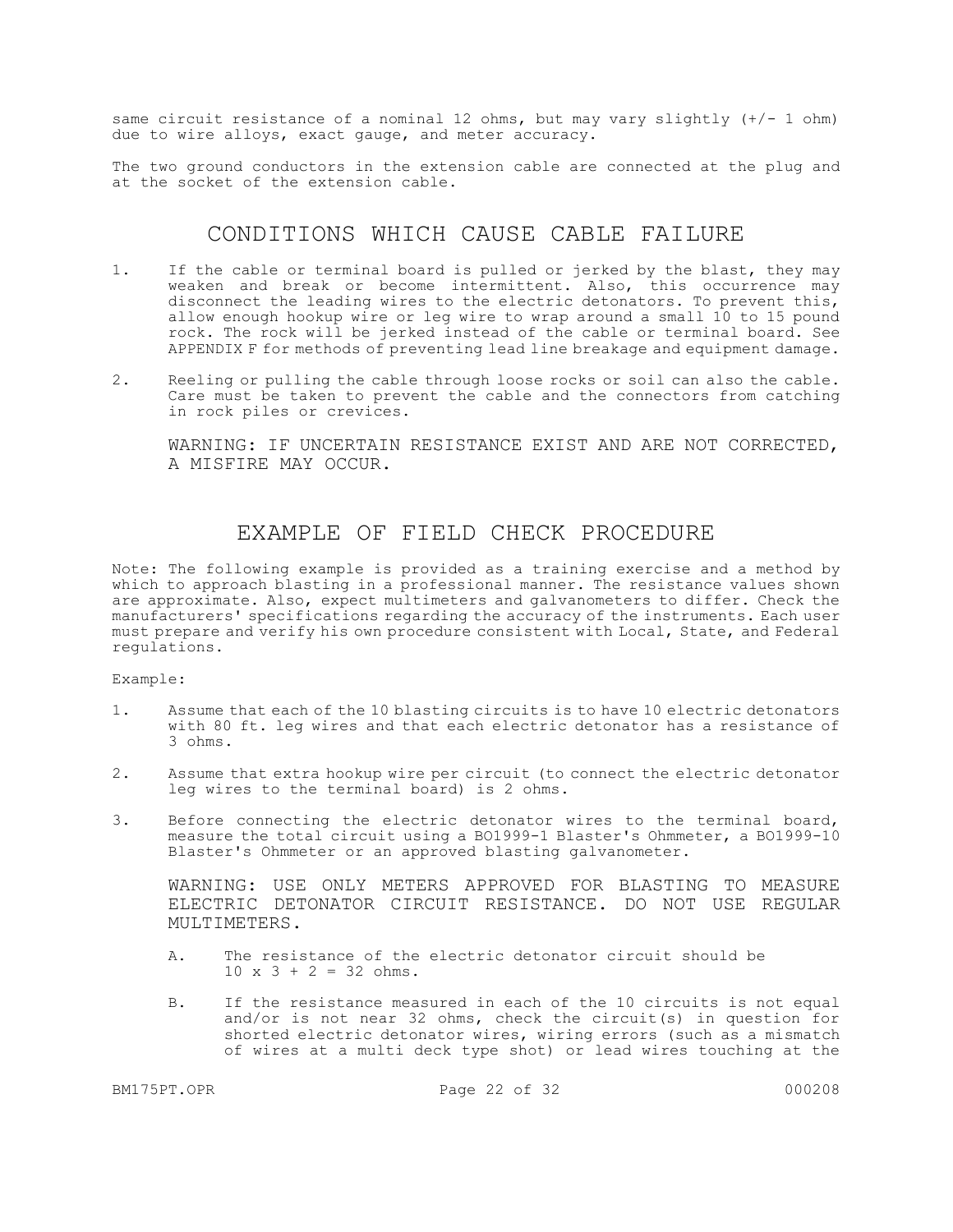same circuit resistance of a nominal 12 ohms, but may vary slightly (+/- 1 ohm) due to wire alloys, exact gauge, and meter accuracy.

The two ground conductors in the extension cable are connected at the plug and at the socket of the extension cable.

## CONDITIONS WHICH CAUSE CABLE FAILURE

1. If the cable or terminal board is pulled or jerked by the blast, they may weaken and break or become intermittent. Also, this occurrence may disconnect the leading wires to the electric detonators. To prevent this, allow enough hookup wire or leg wire to wrap around a small 10 to 15 pound rock. The rock will be jerked instead of the cable or terminal board. See APPENDIX F for methods of preventing lead line breakage and equipment damage.

2. Reeling or pulling the cable through loose rocks or soil can also the cable. Care must be taken to prevent the cable and the connectors from catching in rock piles or crevices.

   WARNING: IF UNCERTAIN RESISTANCE EXIST AND ARE NOT CORRECTED, A MISFIRE MAY OCCUR.

## EXAMPLE OF FIELD CHECK PROCEDURE

Note: The following example is provided as a training exercise and a method by which to approach blasting in a professional manner. The resistance values shown are approximate. Also, expect multimeters and galvanometers to differ. Check the manufacturers' specifications regarding the accuracy of the instruments. Each user must prepare and verify his own procedure consistent with Local, State, and Federal regulations.

Example:

1. Assume that each of the 10 blasting circuits is to have 10 electric detonators with 80 ft. leg wires and that each electric detonator has a resistance of 3 ohms.

2. Assume that extra hookup wire per circuit (to connect the electric detonator leg wires to the terminal board) is 2 ohms.

3. Before connecting the electric detonator wires to the terminal board, measure the total circuit using a BO1999-1 Blaster's Ohmmeter, a BO1999-10 Blaster's Ohmmeter or an approved blasting galvanometer.

   WARNING: USE ONLY METERS APPROVED FOR BLASTING TO MEASURE ELECTRIC DETONATOR CIRCUIT RESISTANCE. DO NOT USE REGULAR MULTIMETERS.

   A. The resistance of the electric detonator circuit should be $10 \times 3 + 2 = 32$ ohms.

   B. If the resistance measured in each of the 10 circuits is not equal and/or is not near 32 ohms, check the circuit(s) in question for shorted electric detonator wires, wiring errors (such as a mismatch of wires at a multi deck type shot) or lead wires touching at the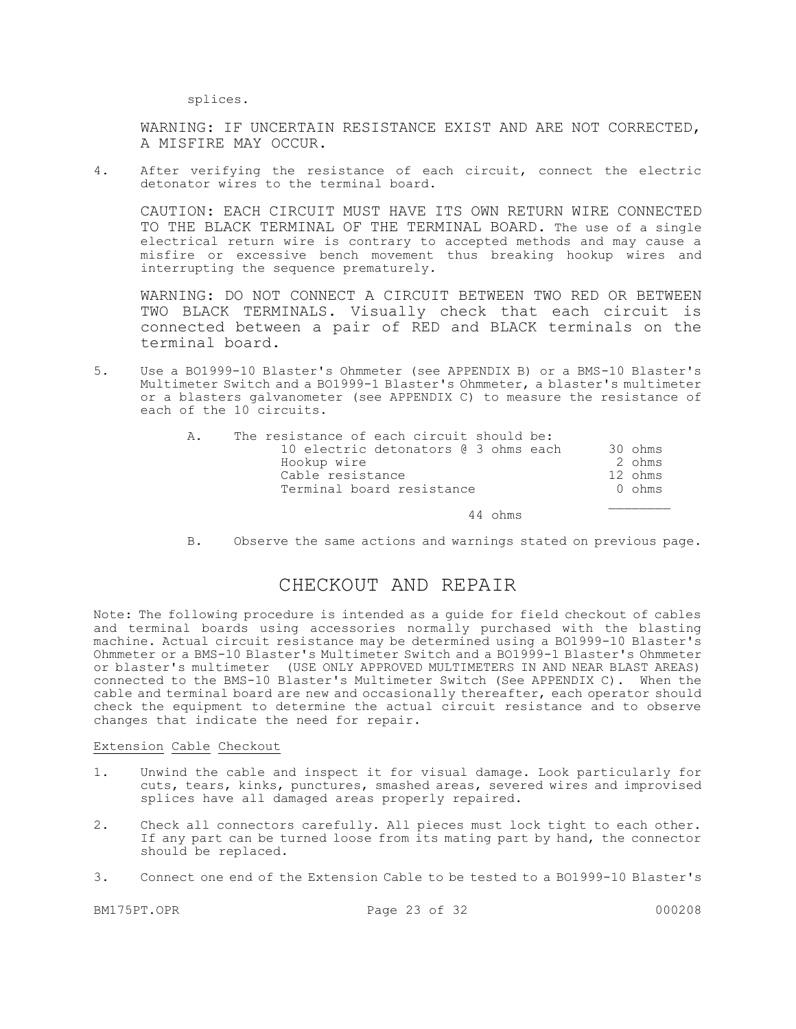splices.

WARNING: IF UNCERTAIN RESISTANCE EXIST AND ARE NOT CORRECTED, A MISFIRE MAY OCCUR.

4. After verifying the resistance of each circuit, connect the electric detonator wires to the terminal board.

   CAUTION: EACH CIRCUIT MUST HAVE ITS OWN RETURN WIRE CONNECTED TO THE BLACK TERMINAL OF THE TERMINAL BOARD. The use of a single electrical return wire is contrary to accepted methods and may cause a misfire or excessive bench movement thus breaking hookup wires and interrupting the sequence prematurely.

   WARNING: DO NOT CONNECT A CIRCUIT BETWEEN TWO RED OR BETWEEN TWO BLACK TERMINALS. Visually check that each circuit is connected between a pair of RED and BLACK terminals on the terminal board.

5. Use a BO1999-10 Blaster's Ohmmeter (see APPENDIX B) or a BMS-10 Blaster's Multimeter Switch and a BO1999-1 Blaster's Ohmmeter, a blaster's multimeter or a blasters galvanometer (see APPENDIX C) to measure the resistance of each of the 10 circuits.

   A. The resistance of each circuit should be:

   | | |
   |---|---|
   | 10 electric detonators @ 3 ohms each | 30 ohms |
   | Hookup wire | 2 ohms |
   | Cable resistance | 12 ohms |
   | Terminal board resistance | 0 ohms |
   | | 44 ohms |

   B. Observe the same actions and warnings stated on previous page.

# CHECKOUT AND REPAIR

Note: The following procedure is intended as a guide for field checkout of cables and terminal boards using accessories normally purchased with the blasting machine. Actual circuit resistance may be determined using a BO1999-10 Blaster's Ohmmeter or a BMS-10 Blaster's Multimeter Switch and a BO1999-1 Blaster's Ohmmeter or blaster's multimeter (USE ONLY APPROVED MULTIMETERS IN AND NEAR BLAST AREAS) connected to the BMS-10 Blaster's Multimeter Switch (See APPENDIX C). When the cable and terminal board are new and occasionally thereafter, each operator should check the equipment to determine the actual circuit resistance and to observe changes that indicate the need for repair.

## Extension Cable Checkout

1. Unwind the cable and inspect it for visual damage. Look particularly for cuts, tears, kinks, punctures, smashed areas, severed wires and improvised splices have all damaged areas properly repaired.

2. Check all connectors carefully. All pieces must lock tight to each other. If any part can be turned loose from its mating part by hand, the connector should be replaced.

3. Connect one end of the Extension Cable to be tested to a BO1999-10 Blaster's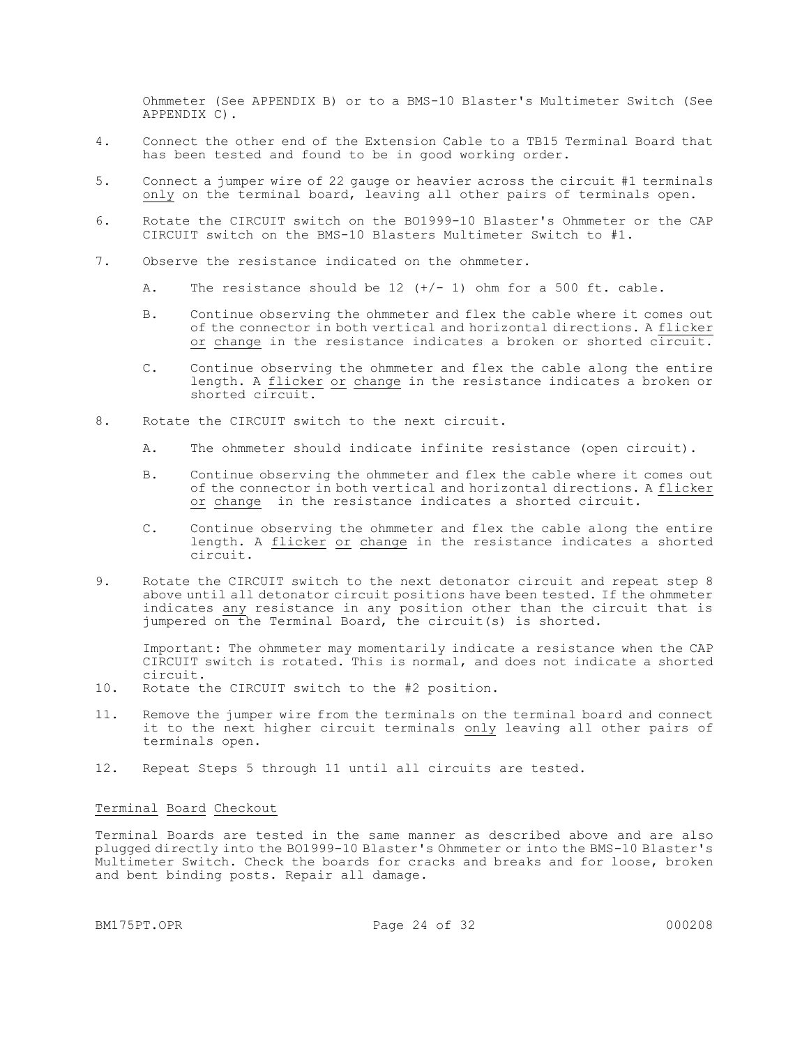Ohmmeter (See APPENDIX B) or to a BMS-10 Blaster's Multimeter Switch (See APPENDIX C).

4. Connect the other end of the Extension Cable to a TB15 Terminal Board that has been tested and found to be in good working order.

5. Connect a jumper wire of 22 gauge or heavier across the circuit #1 terminals <u>only</u> on the terminal board, leaving all other pairs of terminals open.

6. Rotate the CIRCUIT switch on the BO1999-10 Blaster's Ohmmeter or the CAP CIRCUIT switch on the BMS-10 Blasters Multimeter Switch to #1.

7. Observe the resistance indicated on the ohmmeter.

   A. The resistance should be 12 (+/- 1) ohm for a 500 ft. cable.

   B. Continue observing the ohmmeter and flex the cable where it comes out of the connector in both vertical and horizontal directions. A <u>flicker</u> <u>or</u> <u>change</u> in the resistance indicates a broken or shorted circuit.

   C. Continue observing the ohmmeter and flex the cable along the entire length. A <u>flicker</u> <u>or</u> <u>change</u> in the resistance indicates a broken or shorted circuit.

8. Rotate the CIRCUIT switch to the next circuit.

   A. The ohmmeter should indicate infinite resistance (open circuit).

   B. Continue observing the ohmmeter and flex the cable where it comes out of the connector in both vertical and horizontal directions. A <u>flicker</u> <u>or</u> <u>change</u> in the resistance indicates a shorted circuit.

   C. Continue observing the ohmmeter and flex the cable along the entire length. A <u>flicker</u> <u>or</u> <u>change</u> in the resistance indicates a shorted circuit.

9. Rotate the CIRCUIT switch to the next detonator circuit and repeat step 8 above until all detonator circuit positions have been tested. If the ohmmeter indicates <u>any</u> resistance in any position other than the circuit that is jumpered on the Terminal Board, the circuit(s) is shorted.

   Important: The ohmmeter may momentarily indicate a resistance when the CAP CIRCUIT switch is rotated. This is normal, and does not indicate a shorted circuit.

10. Rotate the CIRCUIT switch to the #2 position.

11. Remove the jumper wire from the terminals on the terminal board and connect it to the next higher circuit terminals <u>only</u> leaving all other pairs of terminals open.

12. Repeat Steps 5 through 11 until all circuits are tested.

<u>Terminal Board Checkout</u>

Terminal Boards are tested in the same manner as described above and are also plugged directly into the BO1999-10 Blaster's Ohmmeter or into the BMS-10 Blaster's Multimeter Switch. Check the boards for cracks and breaks and for loose, broken and bent binding posts. Repair all damage.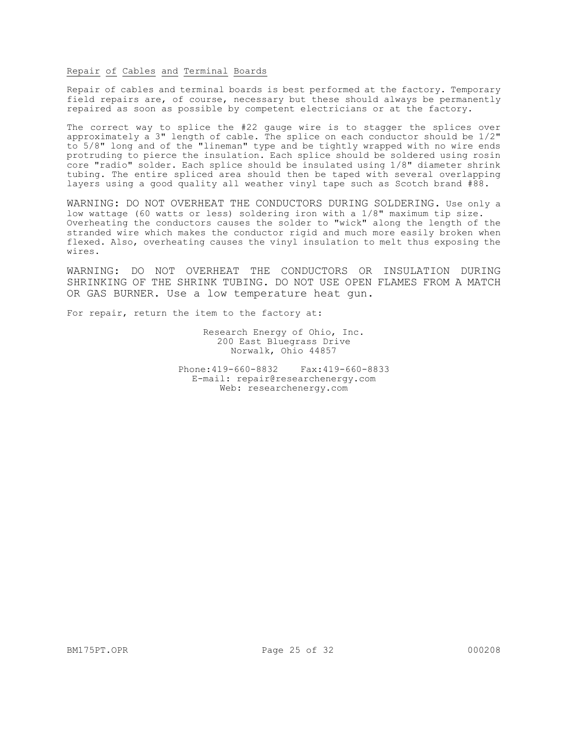## Repair of Cables and Terminal Boards

Repair of cables and terminal boards is best performed at the factory. Temporary field repairs are, of course, necessary but these should always be permanently repaired as soon as possible by competent electricians or at the factory.

The correct way to splice the #22 gauge wire is to stagger the splices over approximately a 3" length of cable. The splice on each conductor should be 1/2" to 5/8" long and of the "lineman" type and be tightly wrapped with no wire ends protruding to pierce the insulation. Each splice should be soldered using rosin core "radio" solder. Each splice should be insulated using 1/8" diameter shrink tubing. The entire spliced area should then be taped with several overlapping layers using a good quality all weather vinyl tape such as Scotch brand #88.

WARNING: DO NOT OVERHEAT THE CONDUCTORS DURING SOLDERING. Use only a low wattage (60 watts or less) soldering iron with a 1/8" maximum tip size. Overheating the conductors causes the solder to "wick" along the length of the stranded wire which makes the conductor rigid and much more easily broken when flexed. Also, overheating causes the vinyl insulation to melt thus exposing the wires.

WARNING: DO NOT OVERHEAT THE CONDUCTORS OR INSULATION DURING SHRINKING OF THE SHRINK TUBING. DO NOT USE OPEN FLAMES FROM A MATCH OR GAS BURNER. Use a low temperature heat gun.

For repair, return the item to the factory at:

Research Energy of Ohio, Inc.
200 East Bluegrass Drive
Norwalk, Ohio 44857

Phone:419-660-8832 Fax:419-660-8833
E-mail: repair@researchenergy.com
Web: researchenergy.com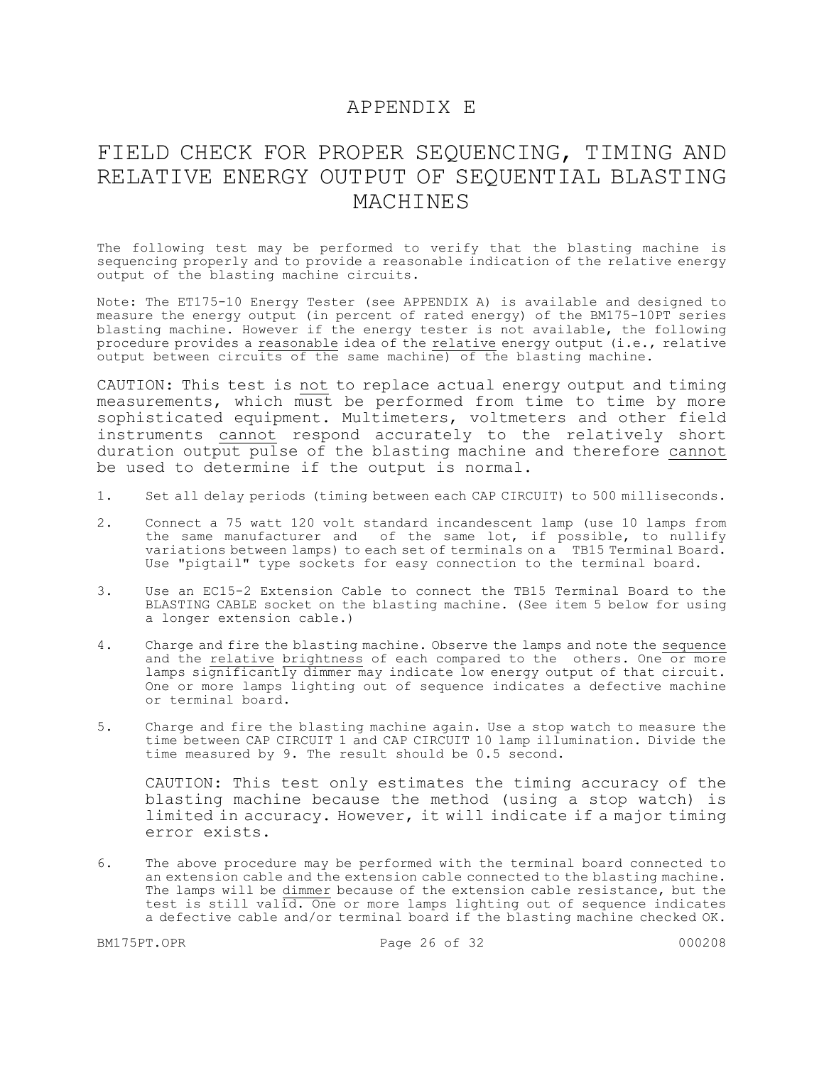# APPENDIX E

# FIELD CHECK FOR PROPER SEQUENCING, TIMING AND RELATIVE ENERGY OUTPUT OF SEQUENTIAL BLASTING MACHINES

The following test may be performed to verify that the blasting machine is sequencing properly and to provide a reasonable indication of the relative energy output of the blasting machine circuits.

Note: The ET175-10 Energy Tester (see APPENDIX A) is available and designed to measure the energy output (in percent of rated energy) of the BM175-10PT series blasting machine. However if the energy tester is not available, the following procedure provides a <u>reasonable</u> idea of the <u>relative</u> energy output (i.e., relative output between circuits of the same machine) of the blasting machine.

CAUTION: This test is <u>not</u> to replace actual energy output and timing measurements, which <u>must</u> be performed from time to time by more sophisticated equipment. Multimeters, voltmeters and other field instruments <u>cannot</u> respond accurately to the relatively short duration output pulse of the blasting machine and therefore <u>cannot</u> be used to determine if the output is normal.

1. Set all delay periods (timing between each CAP CIRCUIT) to 500 milliseconds.

2. Connect a 75 watt 120 volt standard incandescent lamp (use 10 lamps from the same manufacturer and of the same lot, if possible, to nullify variations between lamps) to each set of terminals on a TB15 Terminal Board. Use "pigtail" type sockets for easy connection to the terminal board.

3. Use an EC15-2 Extension Cable to connect the TB15 Terminal Board to the BLASTING CABLE socket on the blasting machine. (See item 5 below for using a longer extension cable.)

4. Charge and fire the blasting machine. Observe the lamps and note the <u>sequence</u> and the <u>relative</u> <u>brightness</u> of each compared to the others. One or more lamps <u>significantly dimmer</u> may indicate low energy output of that circuit. One or more lamps lighting out of sequence indicates a defective machine or terminal board.

5. Charge and fire the blasting machine again. Use a stop watch to measure the time between CAP CIRCUIT 1 and CAP CIRCUIT 10 lamp illumination. Divide the time measured by 9. The result should be 0.5 second.

   CAUTION: This test only estimates the timing accuracy of the blasting machine because the method (using a stop watch) is limited in accuracy. However, it will indicate if a major timing error exists.

6. The above procedure may be performed with the terminal board connected to an extension cable and the extension cable connected to the blasting machine. The lamps will be <u>dimmer</u> because of the extension cable resistance, but the test is still valid. One or more lamps lighting out of sequence indicates a defective cable and/or terminal board if the blasting machine checked OK.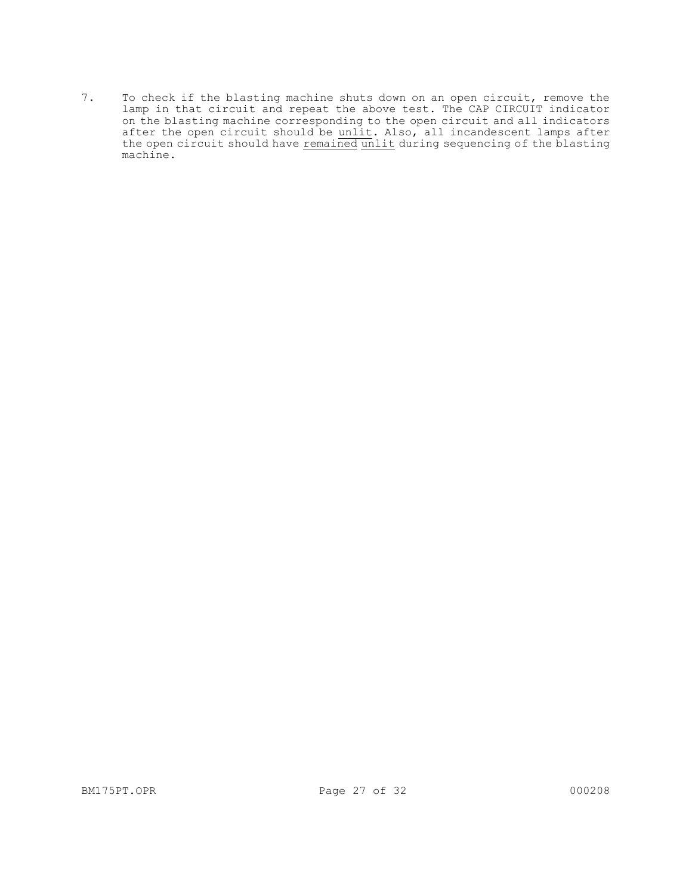7. To check if the blasting machine shuts down on an open circuit, remove the lamp in that circuit and repeat the above test. The CAP CIRCUIT indicator on the blasting machine corresponding to the open circuit and all indicators after the open circuit should be <u>unlit</u>. Also, all incandescent lamps after the open circuit should have <u>remained</u> <u>unlit</u> during sequencing of the blasting machine.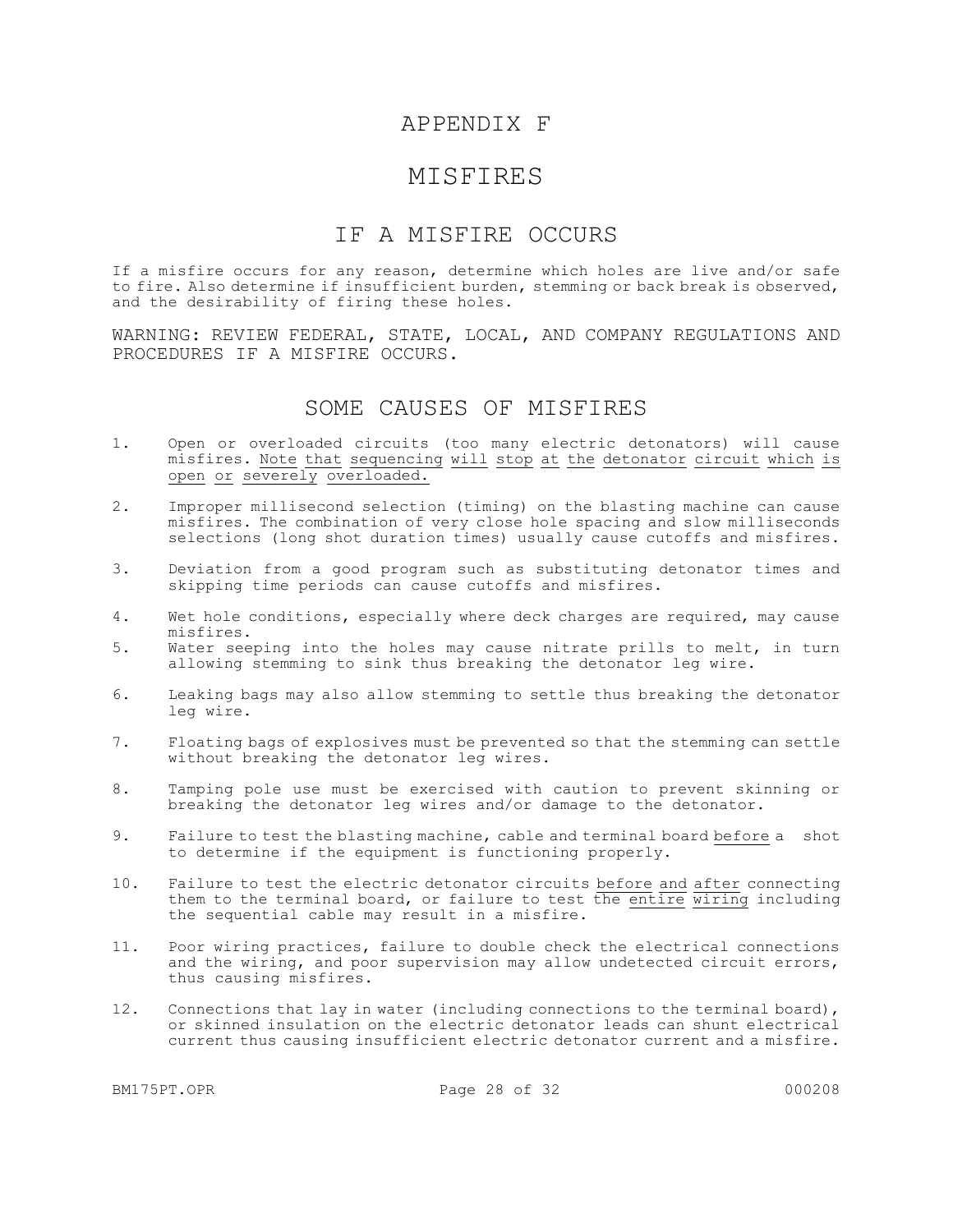# APPENDIX F

# MISFIRES

## IF A MISFIRE OCCURS

If a misfire occurs for any reason, determine which holes are live and/or safe to fire. Also determine if insufficient burden, stemming or back break is observed, and the desirability of firing these holes.

WARNING: REVIEW FEDERAL, STATE, LOCAL, AND COMPANY REGULATIONS AND PROCEDURES IF A MISFIRE OCCURS.

## SOME CAUSES OF MISFIRES

1. Open or overloaded circuits (too many electric detonators) will cause misfires. <u>Note that sequencing will stop at the detonator circuit which is open or severely overloaded.</u>

2. Improper millisecond selection (timing) on the blasting machine can cause misfires. The combination of very close hole spacing and slow milliseconds selections (long shot duration times) usually cause cutoffs and misfires.

3. Deviation from a good program such as substituting detonator times and skipping time periods can cause cutoffs and misfires.

4. Wet hole conditions, especially where deck charges are required, may cause misfires.

5. Water seeping into the holes may cause nitrate prills to melt, in turn allowing stemming to sink thus breaking the detonator leg wire.

6. Leaking bags may also allow stemming to settle thus breaking the detonator leg wire.

7. Floating bags of explosives must be prevented so that the stemming can settle without breaking the detonator leg wires.

8. Tamping pole use must be exercised with caution to prevent skinning or breaking the detonator leg wires and/or damage to the detonator.

9. Failure to test the blasting machine, cable and terminal board <u>before</u> a shot to determine if the equipment is functioning properly.

10. Failure to test the electric detonator circuits <u>before</u> <u>and</u> <u>after</u> connecting them to the terminal board, or failure to test the <u>entire</u> <u>wiring</u> including the sequential cable may result in a misfire.

11. Poor wiring practices, failure to double check the electrical connections and the wiring, and poor supervision may allow undetected circuit errors, thus causing misfires.

12. Connections that lay in water (including connections to the terminal board), or skinned insulation on the electric detonator leads can shunt electrical current thus causing insufficient electric detonator current and a misfire.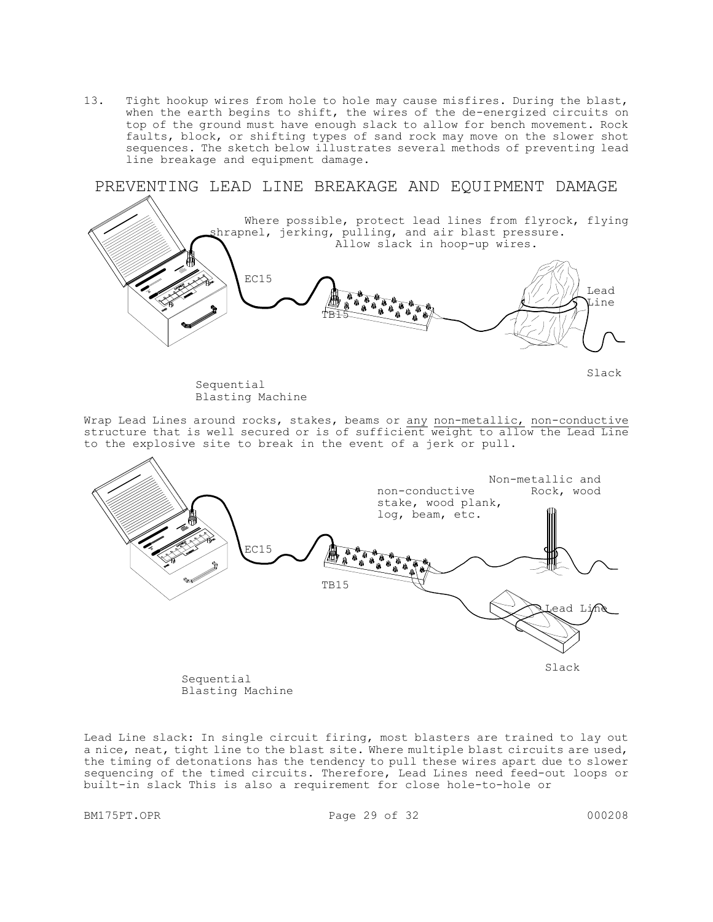13. Tight hookup wires from hole to hole may cause misfires. During the blast, when the earth begins to shift, the wires of the de-energized circuits on top of the ground must have enough slack to allow for bench movement. Rock faults, block, or shifting types of sand rock may move on the slower shot sequences. The sketch below illustrates several methods of preventing lead line breakage and equipment damage.

## PREVENTING LEAD LINE BREAKAGE AND EQUIPMENT DAMAGE

Where possible, protect lead lines from flyrock, flying shrapnel, jerking, pulling, and air blast pressure. Allow slack in hoop-up wires.

EC15

TB15

Lead Line

Slack

Sequential Blasting Machine

Wrap Lead Lines around rocks, stakes, beams or <u>any</u> <u>non-metallic,</u> <u>non-conductive</u> structure that is well secured or is of sufficient weight to allow the Lead Line to the explosive site to break in the event of a jerk or pull.

Non-metallic and non-conductive stake, wood plank, log, beam, etc.

Rock, wood

EC15

TB15

Lead Line

Slack

Sequential Blasting Machine

Lead Line slack: In single circuit firing, most blasters are trained to lay out a nice, neat, tight line to the blast site. Where multiple blast circuits are used, the timing of detonations has the tendency to pull these wires apart due to slower sequencing of the timed circuits. Therefore, Lead Lines need feed-out loops or built-in slack This is also a requirement for close hole-to-hole or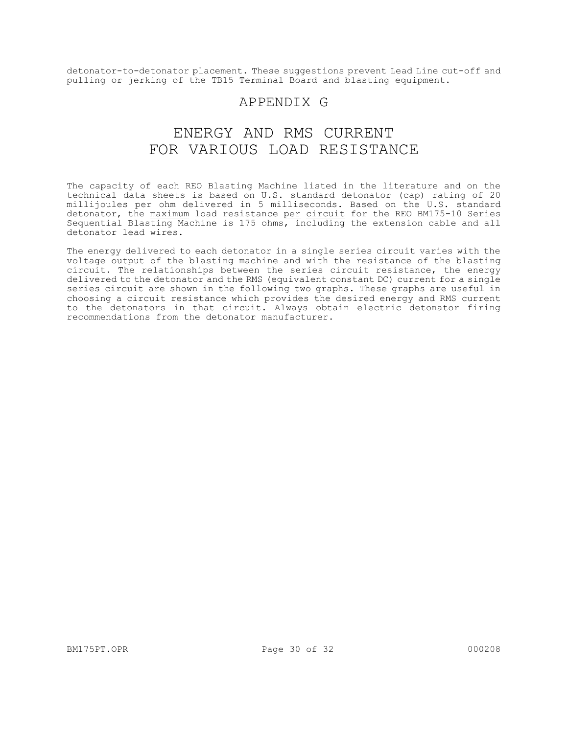detonator-to-detonator placement. These suggestions prevent Lead Line cut-off and pulling or jerking of the TB15 Terminal Board and blasting equipment.

# APPENDIX G

# ENERGY AND RMS CURRENT FOR VARIOUS LOAD RESISTANCE

The capacity of each REO Blasting Machine listed in the literature and on the technical data sheets is based on U.S. standard detonator (cap) rating of 20 millijoules per ohm delivered in 5 milliseconds. Based on the U.S. standard detonator, the <u>maximum</u> load resistance <u>per circuit</u> for the REO BM175-10 Series Sequential Blasting Machine is 175 ohms, <u>including</u> the extension cable and all detonator lead wires.

The energy delivered to each detonator in a single series circuit varies with the voltage output of the blasting machine and with the resistance of the blasting circuit. The relationships between the series circuit resistance, the energy delivered to the detonator and the RMS (equivalent constant DC) current for a single series circuit are shown in the following two graphs. These graphs are useful in choosing a circuit resistance which provides the desired energy and RMS current to the detonators in that circuit. Always obtain electric detonator firing recommendations from the detonator manufacturer.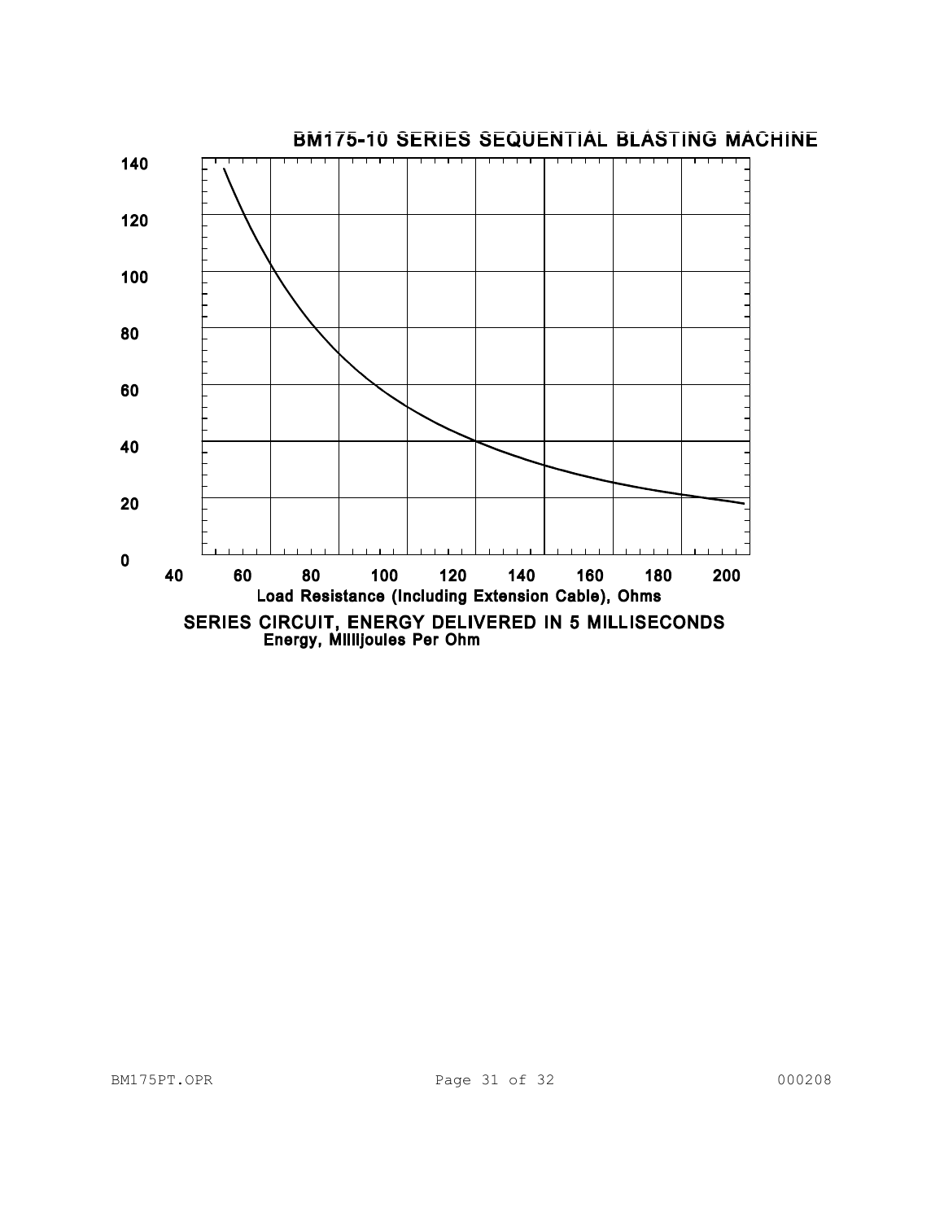BM175-10 SERIES SEQUENTIAL BLASTING MACHINE

140

120

100

80

60

40

20

0

40 60 80 100 120 140 160 180 200

Load Resistance (Including Extension Cable), Ohms

SERIES CIRCUIT, ENERGY DELIVERED IN 5 MILLISECONDS

Energy, Millijoules Per Ohm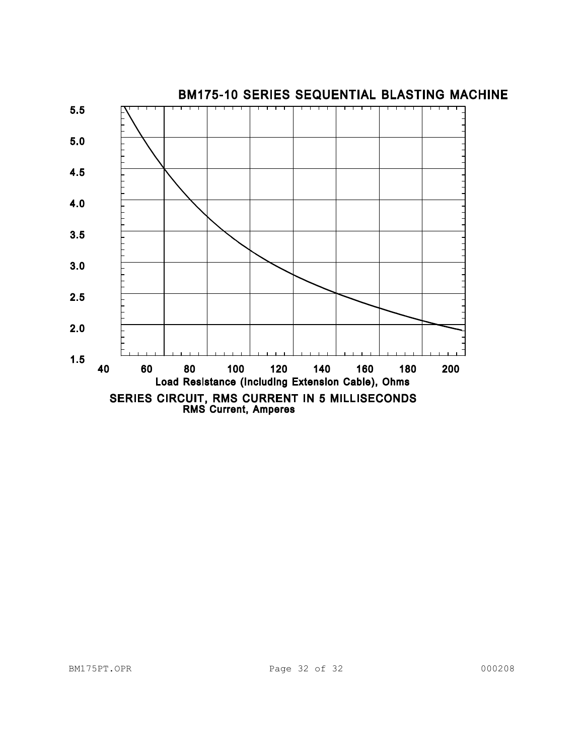BM175-10 SERIES SEQUENTIAL BLASTING MACHINE

5.5
5.0
4.5
4.0
3.5
3.0
2.5
2.0
1.5

40 60 80 100 120 140 160 180 200

Load Resistance (Including Extension Cable), Ohms

SERIES CIRCUIT, RMS CURRENT IN 5 MILLISECONDS

RMS Current, Amperes